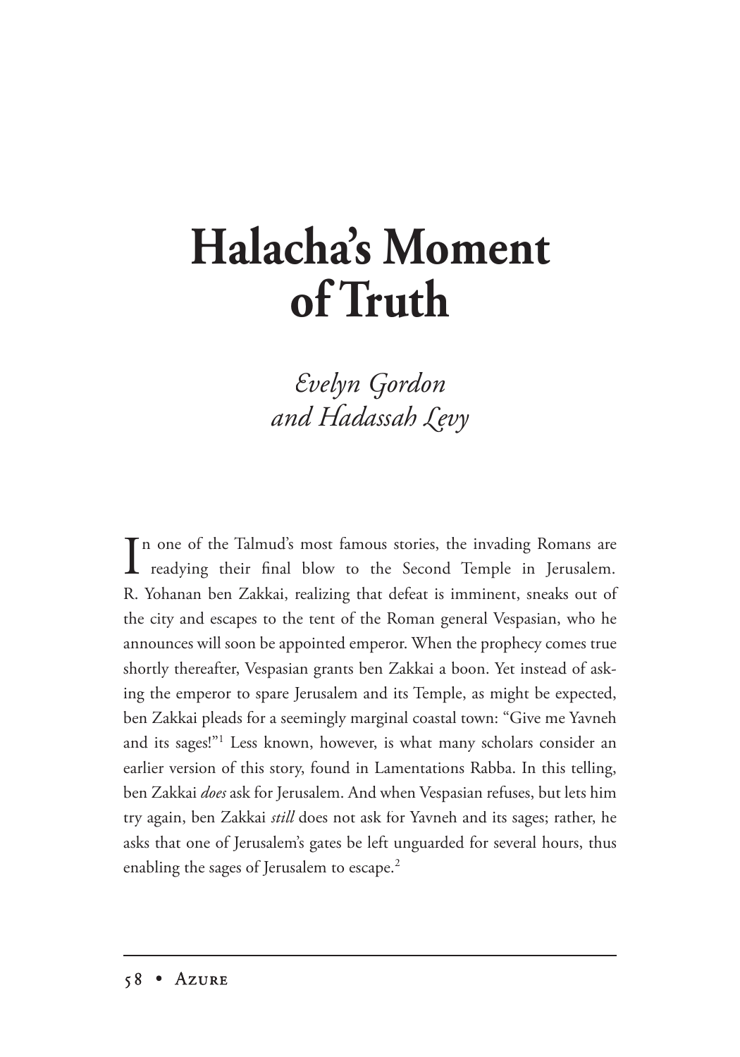# Halacha's Moment of Truth

*Evelyn Gordon and Hadassah Levy*

In one of the Talmud's most famous stories, the invading Romans are readying their final blow to the Second Temple in Jerusalem. R. Yohanan ben Zakkai, realizing that defeat is imminent, sneaks out of the city and escapes to the tent of the Roman general Vespasian, who he announces will soon be appointed emperor. When the prophecy comes true shortly thereafter, Vespasian grants ben Zakkai a boon. Yet instead of asking the emperor to spare Jerusalem and its Temple, as might be expected, ben Zakkai pleads for a seemingly marginal coastal town: "Give me Yavneh and its sages!"[1] Less known, however, is what many scholars consider an earlier version of this story, found in Lamentations Rabba. In this telling, ben Zakkai *does* ask for Jerusalem. And when Vespasian refuses, but lets him try again, ben Zakkai *still* does not ask for Yavneh and its sages; rather, he asks that one of Jerusalem's gates be left unguarded for several hours, thus enabling the sages of Jerusalem to escape.[2]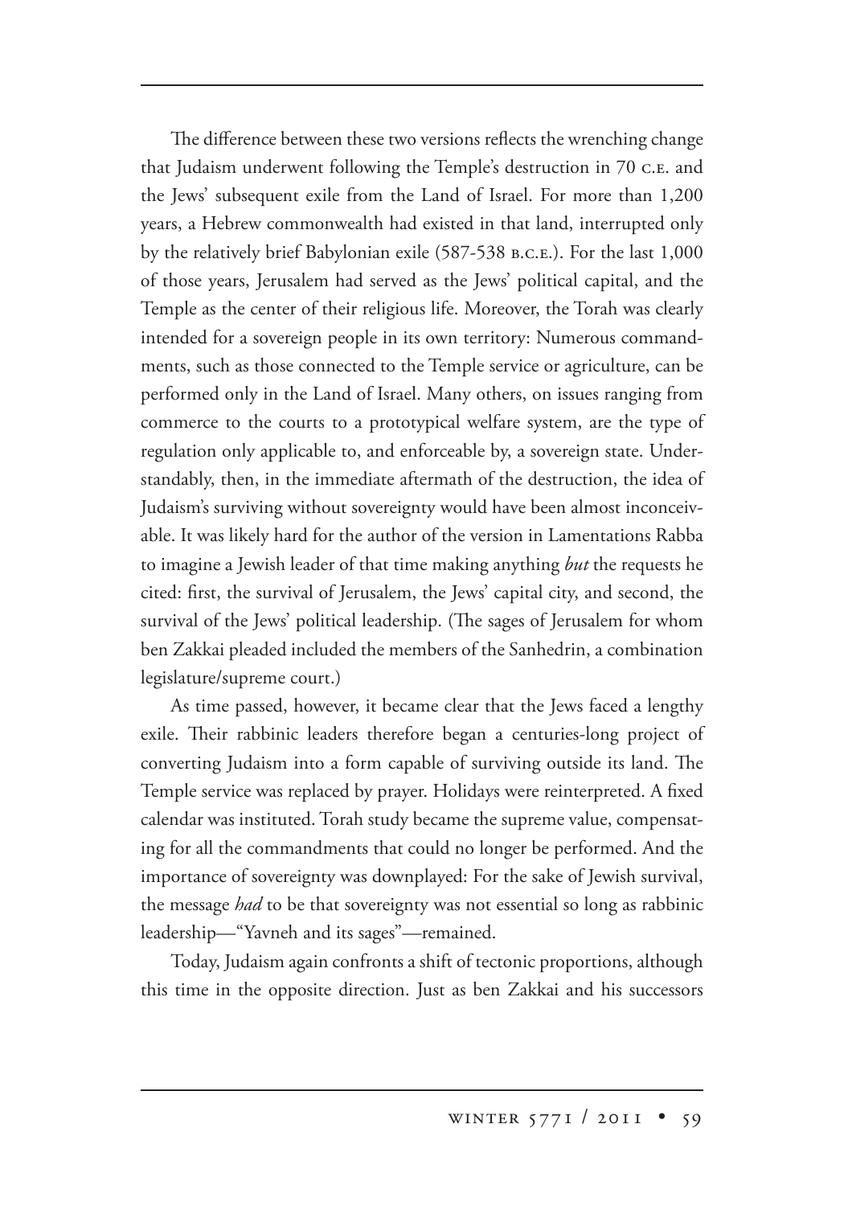The difference between these two versions reflects the wrenching change that Judaism underwent following the Temple's destruction in 70 C.E. and the Jews' subsequent exile from the Land of Israel. For more than 1,200 years, a Hebrew commonwealth had existed in that land, interrupted only by the relatively brief Babylonian exile (587-538 B.C.E.). For the last 1,000 of those years, Jerusalem had served as the Jews' political capital, and the Temple as the center of their religious life. Moreover, the Torah was clearly intended for a sovereign people in its own territory: Numerous commandments, such as those connected to the Temple service or agriculture, can be performed only in the Land of Israel. Many others, on issues ranging from commerce to the courts to a prototypical welfare system, are the type of regulation only applicable to, and enforceable by, a sovereign state. Understandably, then, in the immediate aftermath of the destruction, the idea of Judaism's surviving without sovereignty would have been almost inconceivable. It was likely hard for the author of the version in Lamentations Rabba to imagine a Jewish leader of that time making anything *but* the requests he cited: first, the survival of Jerusalem, the Jews' capital city, and second, the survival of the Jews' political leadership. (The sages of Jerusalem for whom ben Zakkai pleaded included the members of the Sanhedrin, a combination legislature/supreme court.)

As time passed, however, it became clear that the Jews faced a lengthy exile. Their rabbinic leaders therefore began a centuries-long project of converting Judaism into a form capable of surviving outside its land. The Temple service was replaced by prayer. Holidays were reinterpreted. A fixed calendar was instituted. Torah study became the supreme value, compensating for all the commandments that could no longer be performed. And the importance of sovereignty was downplayed: For the sake of Jewish survival, the message *had* to be that sovereignty was not essential so long as rabbinic leadership—"Yavneh and its sages"—remained.

Today, Judaism again confronts a shift of tectonic proportions, although this time in the opposite direction. Just as ben Zakkai and his successors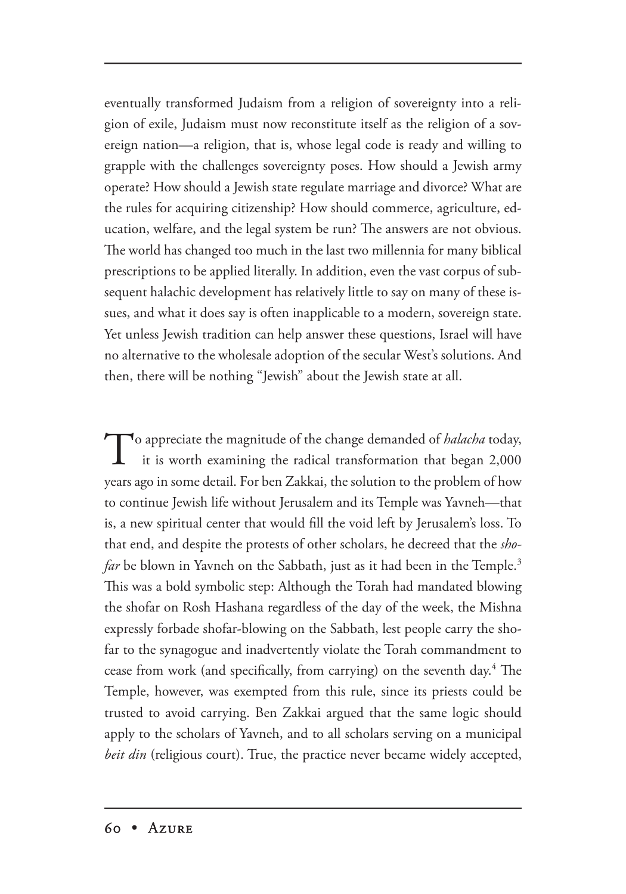eventually transformed Judaism from a religion of sovereignty into a religion of exile, Judaism must now reconstitute itself as the religion of a sovereign nation—a religion, that is, whose legal code is ready and willing to grapple with the challenges sovereignty poses. How should a Jewish army operate? How should a Jewish state regulate marriage and divorce? What are the rules for acquiring citizenship? How should commerce, agriculture, education, welfare, and the legal system be run? The answers are not obvious. The world has changed too much in the last two millennia for many biblical prescriptions to be applied literally. In addition, even the vast corpus of subsequent halachic development has relatively little to say on many of these issues, and what it does say is often inapplicable to a modern, sovereign state. Yet unless Jewish tradition can help answer these questions, Israel will have no alternative to the wholesale adoption of the secular West's solutions. And then, there will be nothing "Jewish" about the Jewish state at all.

To appreciate the magnitude of the change demanded of *halacha* today, it is worth examining the radical transformation that began 2,000 years ago in some detail. For ben Zakkai, the solution to the problem of how to continue Jewish life without Jerusalem and its Temple was Yavneh—that is, a new spiritual center that would fill the void left by Jerusalem's loss. To that end, and despite the protests of other scholars, he decreed that the *shofar* be blown in Yavneh on the Sabbath, just as it had been in the Temple.[3] This was a bold symbolic step: Although the Torah had mandated blowing the shofar on Rosh Hashana regardless of the day of the week, the Mishna expressly forbade shofar-blowing on the Sabbath, lest people carry the shofar to the synagogue and inadvertently violate the Torah commandment to cease from work (and specifically, from carrying) on the seventh day.[4] The Temple, however, was exempted from this rule, since its priests could be trusted to avoid carrying. Ben Zakkai argued that the same logic should apply to the scholars of Yavneh, and to all scholars serving on a municipal *beit din* (religious court). True, the practice never became widely accepted,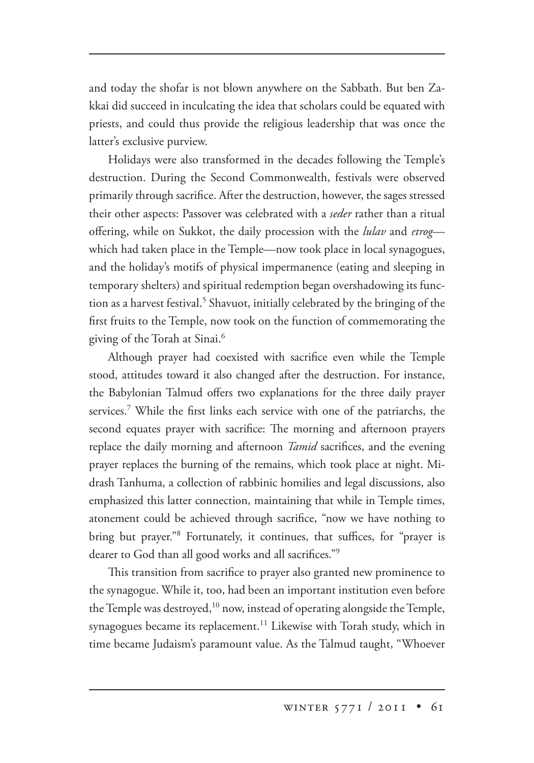and today the shofar is not blown anywhere on the Sabbath. But ben Zakkai did succeed in inculcating the idea that scholars could be equated with priests, and could thus provide the religious leadership that was once the latter's exclusive purview.

Holidays were also transformed in the decades following the Temple's destruction. During the Second Commonwealth, festivals were observed primarily through sacrifice. After the destruction, however, the sages stressed their other aspects: Passover was celebrated with a *seder* rather than a ritual offering, while on Sukkot, the daily procession with the *lulav* and *etrog*—which had taken place in the Temple—now took place in local synagogues, and the holiday's motifs of physical impermanence (eating and sleeping in temporary shelters) and spiritual redemption began overshadowing its function as a harvest festival.[5] Shavuot, initially celebrated by the bringing of the first fruits to the Temple, now took on the function of commemorating the giving of the Torah at Sinai.[6]

Although prayer had coexisted with sacrifice even while the Temple stood, attitudes toward it also changed after the destruction. For instance, the Babylonian Talmud offers two explanations for the three daily prayer services.[7] While the first links each service with one of the patriarchs, the second equates prayer with sacrifice: The morning and afternoon prayers replace the daily morning and afternoon *Tamid* sacrifices, and the evening prayer replaces the burning of the remains, which took place at night. Midrash Tanhuma, a collection of rabbinic homilies and legal discussions, also emphasized this latter connection, maintaining that while in Temple times, atonement could be achieved through sacrifice, "now we have nothing to bring but prayer."[8] Fortunately, it continues, that suffices, for "prayer is dearer to God than all good works and all sacrifices."[9]

This transition from sacrifice to prayer also granted new prominence to the synagogue. While it, too, had been an important institution even before the Temple was destroyed,[10] now, instead of operating alongside the Temple, synagogues became its replacement.[11] Likewise with Torah study, which in time became Judaism's paramount value. As the Talmud taught, "Whoever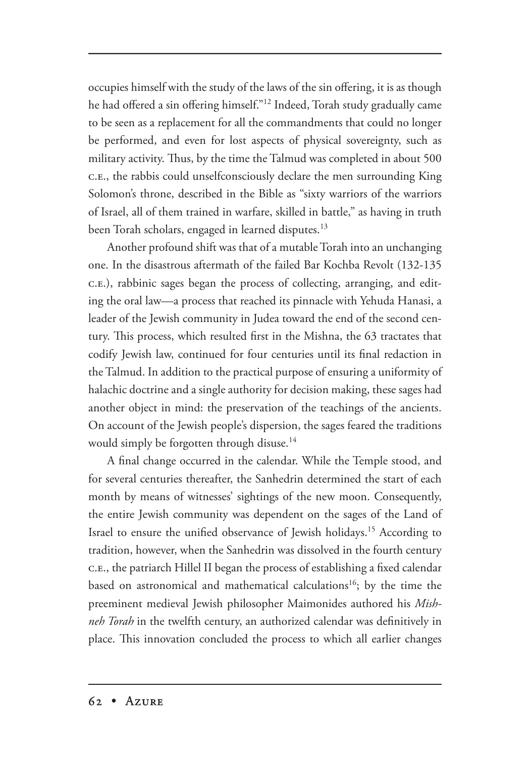occupies himself with the study of the laws of the sin offering, it is as though he had offered a sin offering himself."[12] Indeed, Torah study gradually came to be seen as a replacement for all the commandments that could no longer be performed, and even for lost aspects of physical sovereignty, such as military activity. Thus, by the time the Talmud was completed in about 500 C.E., the rabbis could unselfconsciously declare the men surrounding King Solomon's throne, described in the Bible as "sixty warriors of the warriors of Israel, all of them trained in warfare, skilled in battle," as having in truth been Torah scholars, engaged in learned disputes.[13]

Another profound shift was that of a mutable Torah into an unchanging one. In the disastrous aftermath of the failed Bar Kochba Revolt (132-135 C.E.), rabbinic sages began the process of collecting, arranging, and editing the oral law—a process that reached its pinnacle with Yehuda Hanasi, a leader of the Jewish community in Judea toward the end of the second century. This process, which resulted first in the Mishna, the 63 tractates that codify Jewish law, continued for four centuries until its final redaction in the Talmud. In addition to the practical purpose of ensuring a uniformity of halachic doctrine and a single authority for decision making, these sages had another object in mind: the preservation of the teachings of the ancients. On account of the Jewish people's dispersion, the sages feared the traditions would simply be forgotten through disuse.[14]

A final change occurred in the calendar. While the Temple stood, and for several centuries thereafter, the Sanhedrin determined the start of each month by means of witnesses' sightings of the new moon. Consequently, the entire Jewish community was dependent on the sages of the Land of Israel to ensure the unified observance of Jewish holidays.[15] According to tradition, however, when the Sanhedrin was dissolved in the fourth century C.E., the patriarch Hillel II began the process of establishing a fixed calendar based on astronomical and mathematical calculations[16]; by the time the preeminent medieval Jewish philosopher Maimonides authored his *Mishneh Torah* in the twelfth century, an authorized calendar was definitively in place. This innovation concluded the process to which all earlier changes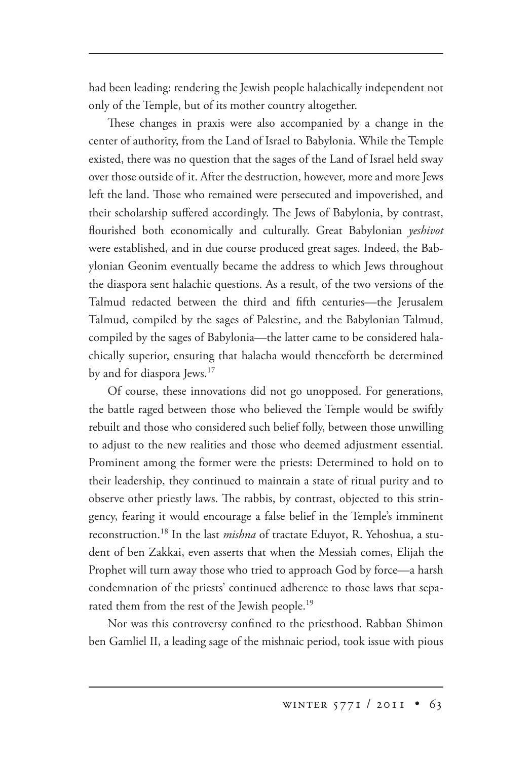had been leading: rendering the Jewish people halachically independent not only of the Temple, but of its mother country altogether.

These changes in praxis were also accompanied by a change in the center of authority, from the Land of Israel to Babylonia. While the Temple existed, there was no question that the sages of the Land of Israel held sway over those outside of it. After the destruction, however, more and more Jews left the land. Those who remained were persecuted and impoverished, and their scholarship suffered accordingly. The Jews of Babylonia, by contrast, flourished both economically and culturally. Great Babylonian *yeshivot* were established, and in due course produced great sages. Indeed, the Babylonian Geonim eventually became the address to which Jews throughout the diaspora sent halachic questions. As a result, of the two versions of the Talmud redacted between the third and fifth centuries—the Jerusalem Talmud, compiled by the sages of Palestine, and the Babylonian Talmud, compiled by the sages of Babylonia—the latter came to be considered halachically superior, ensuring that halacha would thenceforth be determined by and for diaspora Jews.[17]

Of course, these innovations did not go unopposed. For generations, the battle raged between those who believed the Temple would be swiftly rebuilt and those who considered such belief folly, between those unwilling to adjust to the new realities and those who deemed adjustment essential. Prominent among the former were the priests: Determined to hold on to their leadership, they continued to maintain a state of ritual purity and to observe other priestly laws. The rabbis, by contrast, objected to this stringency, fearing it would encourage a false belief in the Temple's imminent reconstruction.[18] In the last *mishna* of tractate Eduyot, R. Yehoshua, a student of ben Zakkai, even asserts that when the Messiah comes, Elijah the Prophet will turn away those who tried to approach God by force—a harsh condemnation of the priests' continued adherence to those laws that separated them from the rest of the Jewish people.[19]

Nor was this controversy confined to the priesthood. Rabban Shimon ben Gamliel II, a leading sage of the mishnaic period, took issue with pious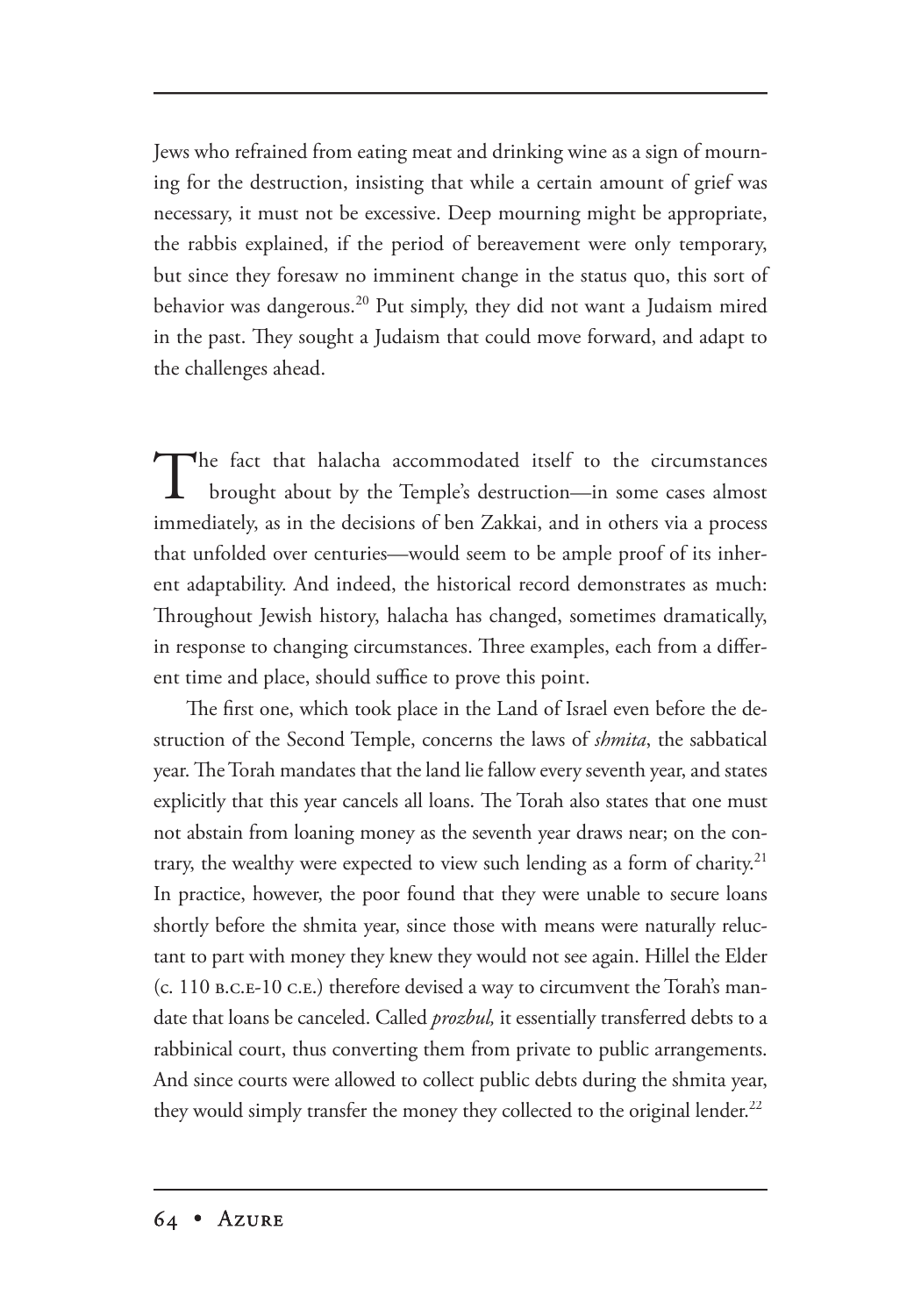Jews who refrained from eating meat and drinking wine as a sign of mourning for the destruction, insisting that while a certain amount of grief was necessary, it must not be excessive. Deep mourning might be appropriate, the rabbis explained, if the period of bereavement were only temporary, but since they foresaw no imminent change in the status quo, this sort of behavior was dangerous.[20] Put simply, they did not want a Judaism mired in the past. They sought a Judaism that could move forward, and adapt to the challenges ahead.

The fact that halacha accommodated itself to the circumstances brought about by the Temple's destruction—in some cases almost immediately, as in the decisions of ben Zakkai, and in others via a process that unfolded over centuries—would seem to be ample proof of its inherent adaptability. And indeed, the historical record demonstrates as much: Throughout Jewish history, halacha has changed, sometimes dramatically, in response to changing circumstances. Three examples, each from a different time and place, should suffice to prove this point.

The first one, which took place in the Land of Israel even before the destruction of the Second Temple, concerns the laws of *shmita*, the sabbatical year. The Torah mandates that the land lie fallow every seventh year, and states explicitly that this year cancels all loans. The Torah also states that one must not abstain from loaning money as the seventh year draws near; on the contrary, the wealthy were expected to view such lending as a form of charity.[21] In practice, however, the poor found that they were unable to secure loans shortly before the shmita year, since those with means were naturally reluctant to part with money they knew they would not see again. Hillel the Elder (c. 110 B.C.E-10 C.E.) therefore devised a way to circumvent the Torah's mandate that loans be canceled. Called *prozbul,* it essentially transferred debts to a rabbinical court, thus converting them from private to public arrangements. And since courts were allowed to collect public debts during the shmita year, they would simply transfer the money they collected to the original lender.[22]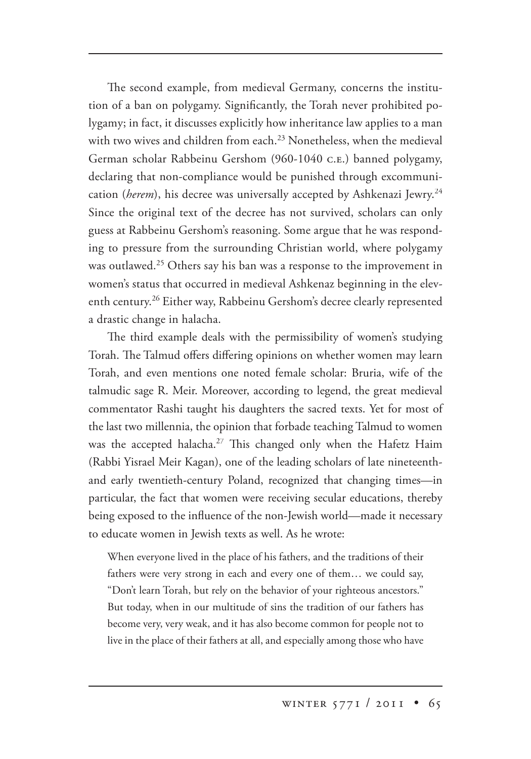The second example, from medieval Germany, concerns the institution of a ban on polygamy. Significantly, the Torah never prohibited polygamy; in fact, it discusses explicitly how inheritance law applies to a man with two wives and children from each.[23] Nonetheless, when the medieval German scholar Rabbeinu Gershom (960-1040 C.E.) banned polygamy, declaring that non-compliance would be punished through excommunication (*herem*), his decree was universally accepted by Ashkenazi Jewry.[24] Since the original text of the decree has not survived, scholars can only guess at Rabbeinu Gershom's reasoning. Some argue that he was responding to pressure from the surrounding Christian world, where polygamy was outlawed.[25] Others say his ban was a response to the improvement in women's status that occurred in medieval Ashkenaz beginning in the eleventh century.[26] Either way, Rabbeinu Gershom's decree clearly represented a drastic change in halacha.

The third example deals with the permissibility of women's studying Torah. The Talmud offers differing opinions on whether women may learn Torah, and even mentions one noted female scholar: Bruria, wife of the talmudic sage R. Meir. Moreover, according to legend, the great medieval commentator Rashi taught his daughters the sacred texts. Yet for most of the last two millennia, the opinion that forbade teaching Talmud to women was the accepted halacha.[27] This changed only when the Hafetz Haim (Rabbi Yisrael Meir Kagan), one of the leading scholars of late nineteenth- and early twentieth-century Poland, recognized that changing times—in particular, the fact that women were receiving secular educations, thereby being exposed to the influence of the non-Jewish world—made it necessary to educate women in Jewish texts as well. As he wrote:

> When everyone lived in the place of his fathers, and the traditions of their fathers were very strong in each and every one of them… we could say, "Don't learn Torah, but rely on the behavior of your righteous ancestors." But today, when in our multitude of sins the tradition of our fathers has become very, very weak, and it has also become common for people not to live in the place of their fathers at all, and especially among those who have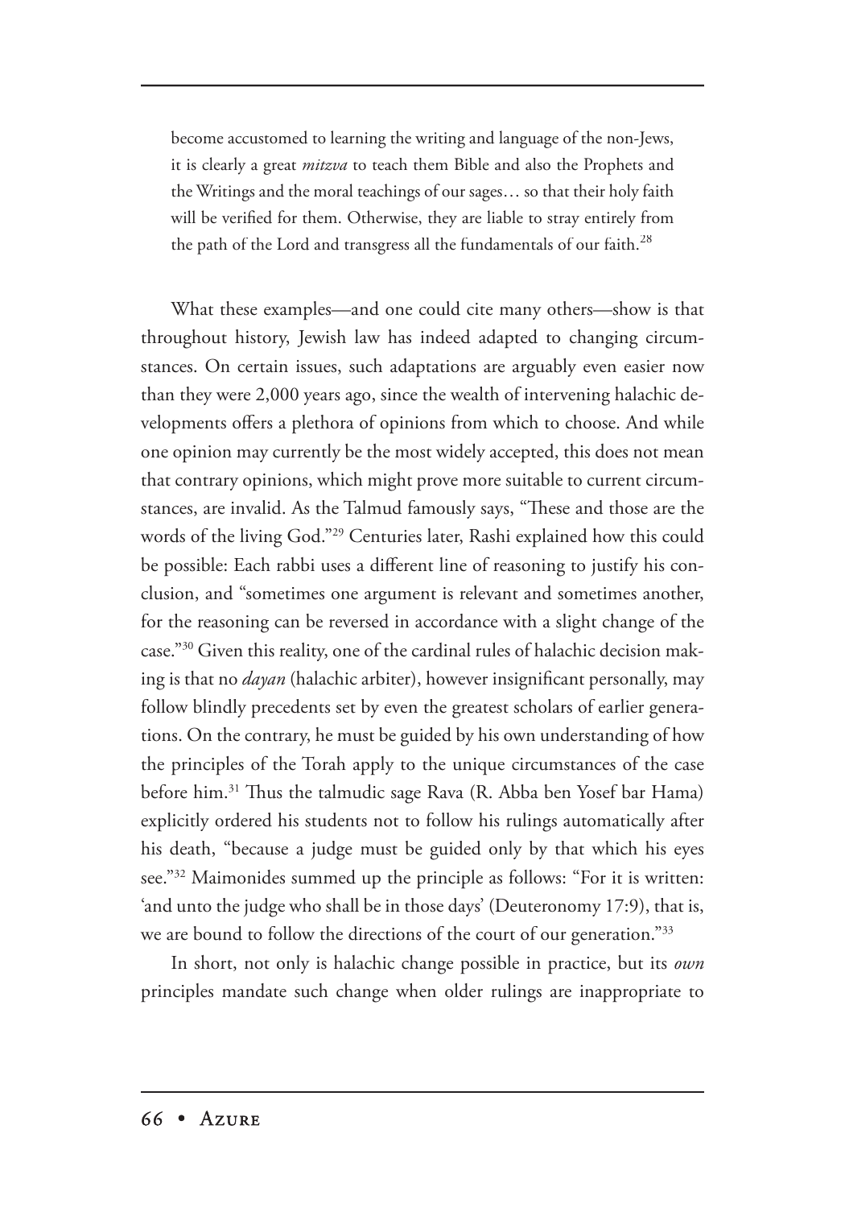> become accustomed to learning the writing and language of the non-Jews, it is clearly a great *mitzva* to teach them Bible and also the Prophets and the Writings and the moral teachings of our sages… so that their holy faith will be verified for them. Otherwise, they are liable to stray entirely from the path of the Lord and transgress all the fundamentals of our faith.[28]

What these examples—and one could cite many others—show is that throughout history, Jewish law has indeed adapted to changing circumstances. On certain issues, such adaptations are arguably even easier now than they were 2,000 years ago, since the wealth of intervening halachic developments offers a plethora of opinions from which to choose. And while one opinion may currently be the most widely accepted, this does not mean that contrary opinions, which might prove more suitable to current circumstances, are invalid. As the Talmud famously says, "These and those are the words of the living God."[29] Centuries later, Rashi explained how this could be possible: Each rabbi uses a different line of reasoning to justify his conclusion, and "sometimes one argument is relevant and sometimes another, for the reasoning can be reversed in accordance with a slight change of the case."[30] Given this reality, one of the cardinal rules of halachic decision making is that no *dayan* (halachic arbiter), however insignificant personally, may follow blindly precedents set by even the greatest scholars of earlier generations. On the contrary, he must be guided by his own understanding of how the principles of the Torah apply to the unique circumstances of the case before him.[31] Thus the talmudic sage Rava (R. Abba ben Yosef bar Hama) explicitly ordered his students not to follow his rulings automatically after his death, "because a judge must be guided only by that which his eyes see."[32] Maimonides summed up the principle as follows: "For it is written: 'and unto the judge who shall be in those days' (Deuteronomy 17:9), that is, we are bound to follow the directions of the court of our generation."[33]

In short, not only is halachic change possible in practice, but its *own* principles mandate such change when older rulings are inappropriate to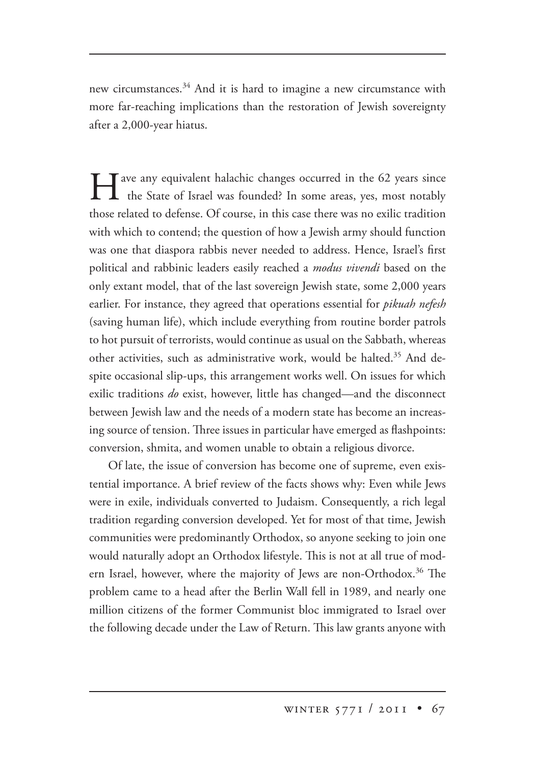new circumstances.[34] And it is hard to imagine a new circumstance with more far-reaching implications than the restoration of Jewish sovereignty after a 2,000-year hiatus.

Have any equivalent halachic changes occurred in the 62 years since the State of Israel was founded? In some areas, yes, most notably those related to defense. Of course, in this case there was no exilic tradition with which to contend; the question of how a Jewish army should function was one that diaspora rabbis never needed to address. Hence, Israel's first political and rabbinic leaders easily reached a *modus vivendi* based on the only extant model, that of the last sovereign Jewish state, some 2,000 years earlier. For instance, they agreed that operations essential for *pikuah nefesh* (saving human life), which include everything from routine border patrols to hot pursuit of terrorists, would continue as usual on the Sabbath, whereas other activities, such as administrative work, would be halted.[35] And despite occasional slip-ups, this arrangement works well. On issues for which exilic traditions *do* exist, however, little has changed—and the disconnect between Jewish law and the needs of a modern state has become an increasing source of tension. Three issues in particular have emerged as flashpoints: conversion, shmita, and women unable to obtain a religious divorce.

Of late, the issue of conversion has become one of supreme, even existential importance. A brief review of the facts shows why: Even while Jews were in exile, individuals converted to Judaism. Consequently, a rich legal tradition regarding conversion developed. Yet for most of that time, Jewish communities were predominantly Orthodox, so anyone seeking to join one would naturally adopt an Orthodox lifestyle. This is not at all true of modern Israel, however, where the majority of Jews are non-Orthodox.[36] The problem came to a head after the Berlin Wall fell in 1989, and nearly one million citizens of the former Communist bloc immigrated to Israel over the following decade under the Law of Return. This law grants anyone with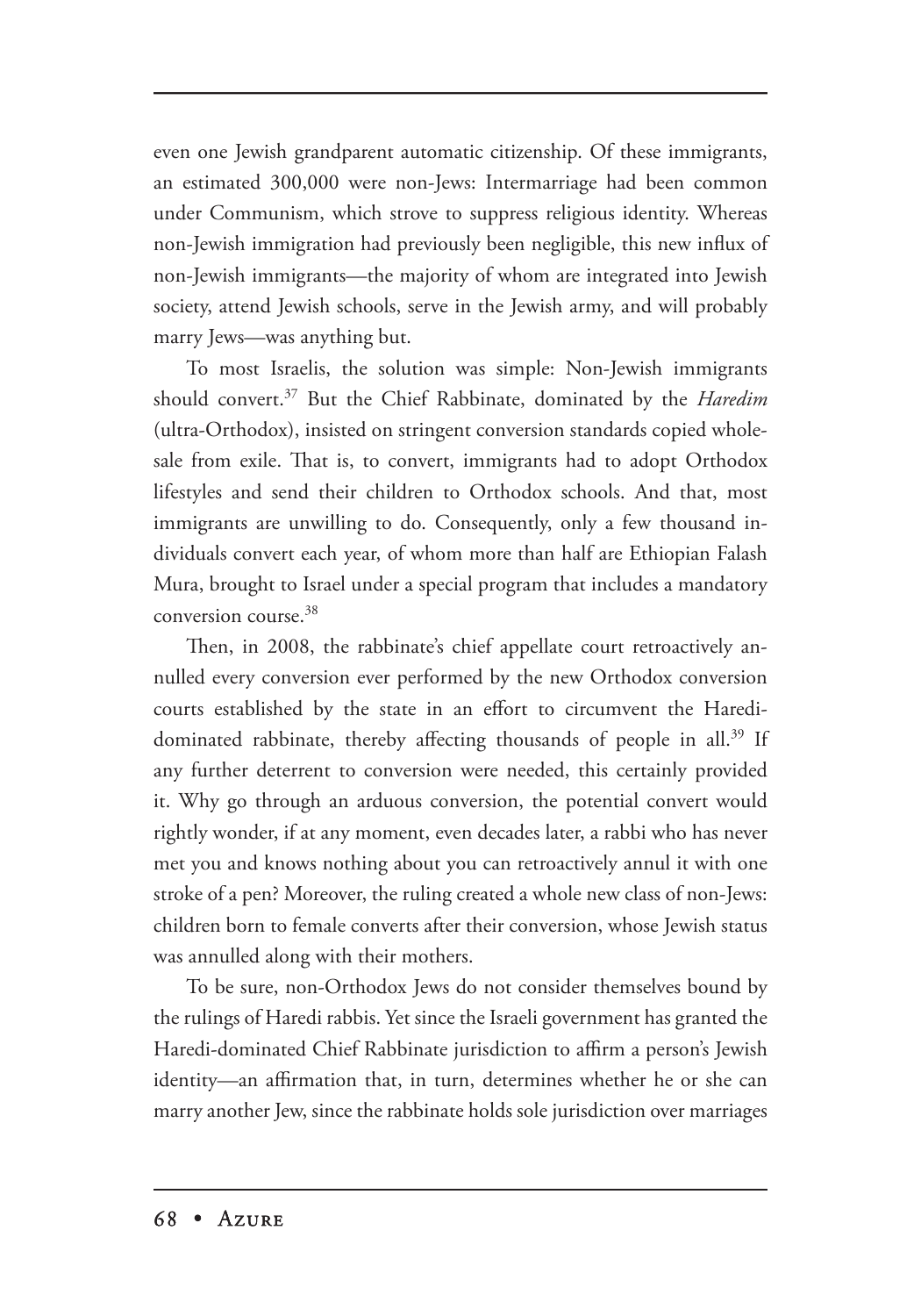even one Jewish grandparent automatic citizenship. Of these immigrants, an estimated 300,000 were non-Jews: Intermarriage had been common under Communism, which strove to suppress religious identity. Whereas non-Jewish immigration had previously been negligible, this new influx of non-Jewish immigrants—the majority of whom are integrated into Jewish society, attend Jewish schools, serve in the Jewish army, and will probably marry Jews—was anything but.

To most Israelis, the solution was simple: Non-Jewish immigrants should convert.[37] But the Chief Rabbinate, dominated by the *Haredim* (ultra-Orthodox), insisted on stringent conversion standards copied wholesale from exile. That is, to convert, immigrants had to adopt Orthodox lifestyles and send their children to Orthodox schools. And that, most immigrants are unwilling to do. Consequently, only a few thousand individuals convert each year, of whom more than half are Ethiopian Falash Mura, brought to Israel under a special program that includes a mandatory conversion course.[38]

Then, in 2008, the rabbinate's chief appellate court retroactively annulled every conversion ever performed by the new Orthodox conversion courts established by the state in an effort to circumvent the Haredi-dominated rabbinate, thereby affecting thousands of people in all.[39] If any further deterrent to conversion were needed, this certainly provided it. Why go through an arduous conversion, the potential convert would rightly wonder, if at any moment, even decades later, a rabbi who has never met you and knows nothing about you can retroactively annul it with one stroke of a pen? Moreover, the ruling created a whole new class of non-Jews: children born to female converts after their conversion, whose Jewish status was annulled along with their mothers.

To be sure, non-Orthodox Jews do not consider themselves bound by the rulings of Haredi rabbis. Yet since the Israeli government has granted the Haredi-dominated Chief Rabbinate jurisdiction to affirm a person's Jewish identity—an affirmation that, in turn, determines whether he or she can marry another Jew, since the rabbinate holds sole jurisdiction over marriages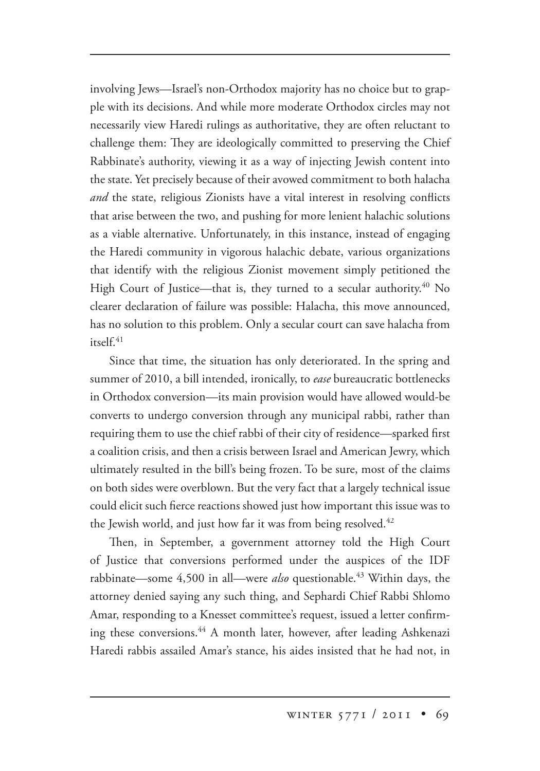involving Jews—Israel's non-Orthodox majority has no choice but to grapple with its decisions. And while more moderate Orthodox circles may not necessarily view Haredi rulings as authoritative, they are often reluctant to challenge them: They are ideologically committed to preserving the Chief Rabbinate's authority, viewing it as a way of injecting Jewish content into the state. Yet precisely because of their avowed commitment to both halacha *and* the state, religious Zionists have a vital interest in resolving conflicts that arise between the two, and pushing for more lenient halachic solutions as a viable alternative. Unfortunately, in this instance, instead of engaging the Haredi community in vigorous halachic debate, various organizations that identify with the religious Zionist movement simply petitioned the High Court of Justice—that is, they turned to a secular authority.[40] No clearer declaration of failure was possible: Halacha, this move announced, has no solution to this problem. Only a secular court can save halacha from itself.[41]

Since that time, the situation has only deteriorated. In the spring and summer of 2010, a bill intended, ironically, to *ease* bureaucratic bottlenecks in Orthodox conversion—its main provision would have allowed would-be converts to undergo conversion through any municipal rabbi, rather than requiring them to use the chief rabbi of their city of residence—sparked first a coalition crisis, and then a crisis between Israel and American Jewry, which ultimately resulted in the bill's being frozen. To be sure, most of the claims on both sides were overblown. But the very fact that a largely technical issue could elicit such fierce reactions showed just how important this issue was to the Jewish world, and just how far it was from being resolved.[42]

Then, in September, a government attorney told the High Court of Justice that conversions performed under the auspices of the IDF rabbinate—some 4,500 in all—were *also* questionable.[43] Within days, the attorney denied saying any such thing, and Sephardi Chief Rabbi Shlomo Amar, responding to a Knesset committee's request, issued a letter confirming these conversions.[44] A month later, however, after leading Ashkenazi Haredi rabbis assailed Amar's stance, his aides insisted that he had not, in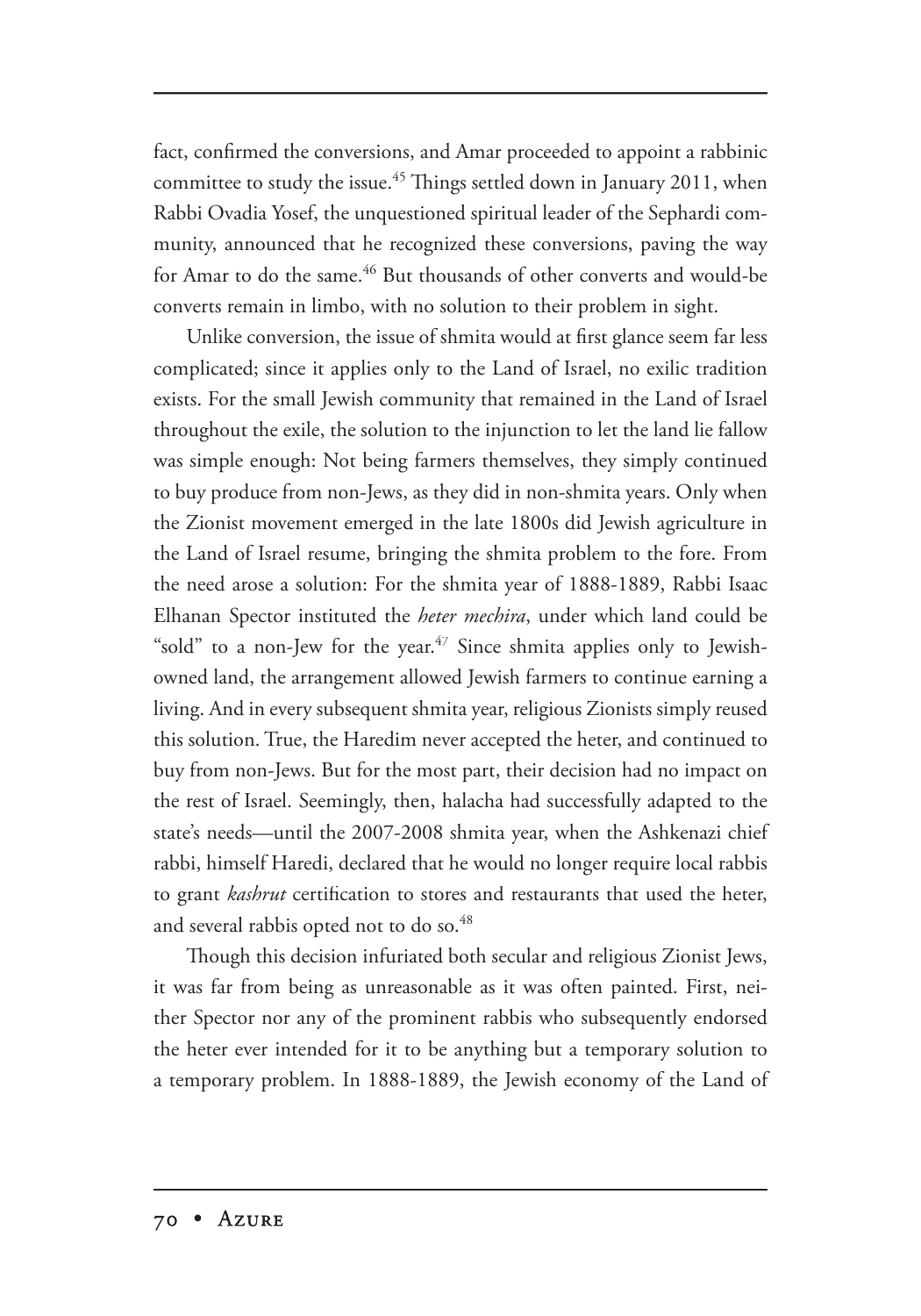fact, confirmed the conversions, and Amar proceeded to appoint a rabbinic committee to study the issue.[45] Things settled down in January 2011, when Rabbi Ovadia Yosef, the unquestioned spiritual leader of the Sephardi community, announced that he recognized these conversions, paving the way for Amar to do the same.[46] But thousands of other converts and would-be converts remain in limbo, with no solution to their problem in sight.

Unlike conversion, the issue of shmita would at first glance seem far less complicated; since it applies only to the Land of Israel, no exilic tradition exists. For the small Jewish community that remained in the Land of Israel throughout the exile, the solution to the injunction to let the land lie fallow was simple enough: Not being farmers themselves, they simply continued to buy produce from non-Jews, as they did in non-shmita years. Only when the Zionist movement emerged in the late 1800s did Jewish agriculture in the Land of Israel resume, bringing the shmita problem to the fore. From the need arose a solution: For the shmita year of 1888-1889, Rabbi Isaac Elhanan Spector instituted the *heter mechira*, under which land could be "sold" to a non-Jew for the year.[47] Since shmita applies only to Jewish-owned land, the arrangement allowed Jewish farmers to continue earning a living. And in every subsequent shmita year, religious Zionists simply reused this solution. True, the Haredim never accepted the heter, and continued to buy from non-Jews. But for the most part, their decision had no impact on the rest of Israel. Seemingly, then, halacha had successfully adapted to the state's needs—until the 2007-2008 shmita year, when the Ashkenazi chief rabbi, himself Haredi, declared that he would no longer require local rabbis to grant *kashrut* certification to stores and restaurants that used the heter, and several rabbis opted not to do so.[48]

Though this decision infuriated both secular and religious Zionist Jews, it was far from being as unreasonable as it was often painted. First, neither Spector nor any of the prominent rabbis who subsequently endorsed the heter ever intended for it to be anything but a temporary solution to a temporary problem. In 1888-1889, the Jewish economy of the Land of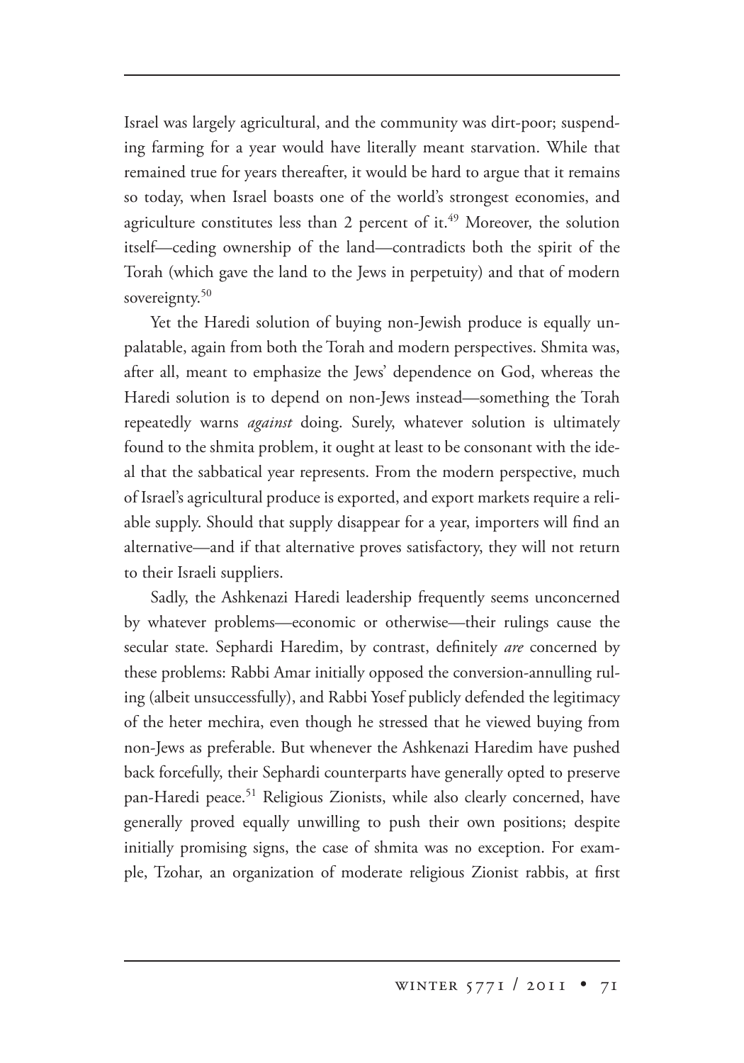Israel was largely agricultural, and the community was dirt-poor; suspending farming for a year would have literally meant starvation. While that remained true for years thereafter, it would be hard to argue that it remains so today, when Israel boasts one of the world's strongest economies, and agriculture constitutes less than 2 percent of it.[49] Moreover, the solution itself—ceding ownership of the land—contradicts both the spirit of the Torah (which gave the land to the Jews in perpetuity) and that of modern sovereignty.[50]

Yet the Haredi solution of buying non-Jewish produce is equally unpalatable, again from both the Torah and modern perspectives. Shmita was, after all, meant to emphasize the Jews' dependence on God, whereas the Haredi solution is to depend on non-Jews instead—something the Torah repeatedly warns *against* doing. Surely, whatever solution is ultimately found to the shmita problem, it ought at least to be consonant with the ideal that the sabbatical year represents. From the modern perspective, much of Israel's agricultural produce is exported, and export markets require a reliable supply. Should that supply disappear for a year, importers will find an alternative—and if that alternative proves satisfactory, they will not return to their Israeli suppliers.

Sadly, the Ashkenazi Haredi leadership frequently seems unconcerned by whatever problems—economic or otherwise—their rulings cause the secular state. Sephardi Haredim, by contrast, definitely *are* concerned by these problems: Rabbi Amar initially opposed the conversion-annulling ruling (albeit unsuccessfully), and Rabbi Yosef publicly defended the legitimacy of the heter mechira, even though he stressed that he viewed buying from non-Jews as preferable. But whenever the Ashkenazi Haredim have pushed back forcefully, their Sephardi counterparts have generally opted to preserve pan-Haredi peace.[51] Religious Zionists, while also clearly concerned, have generally proved equally unwilling to push their own positions; despite initially promising signs, the case of shmita was no exception. For example, Tzohar, an organization of moderate religious Zionist rabbis, at first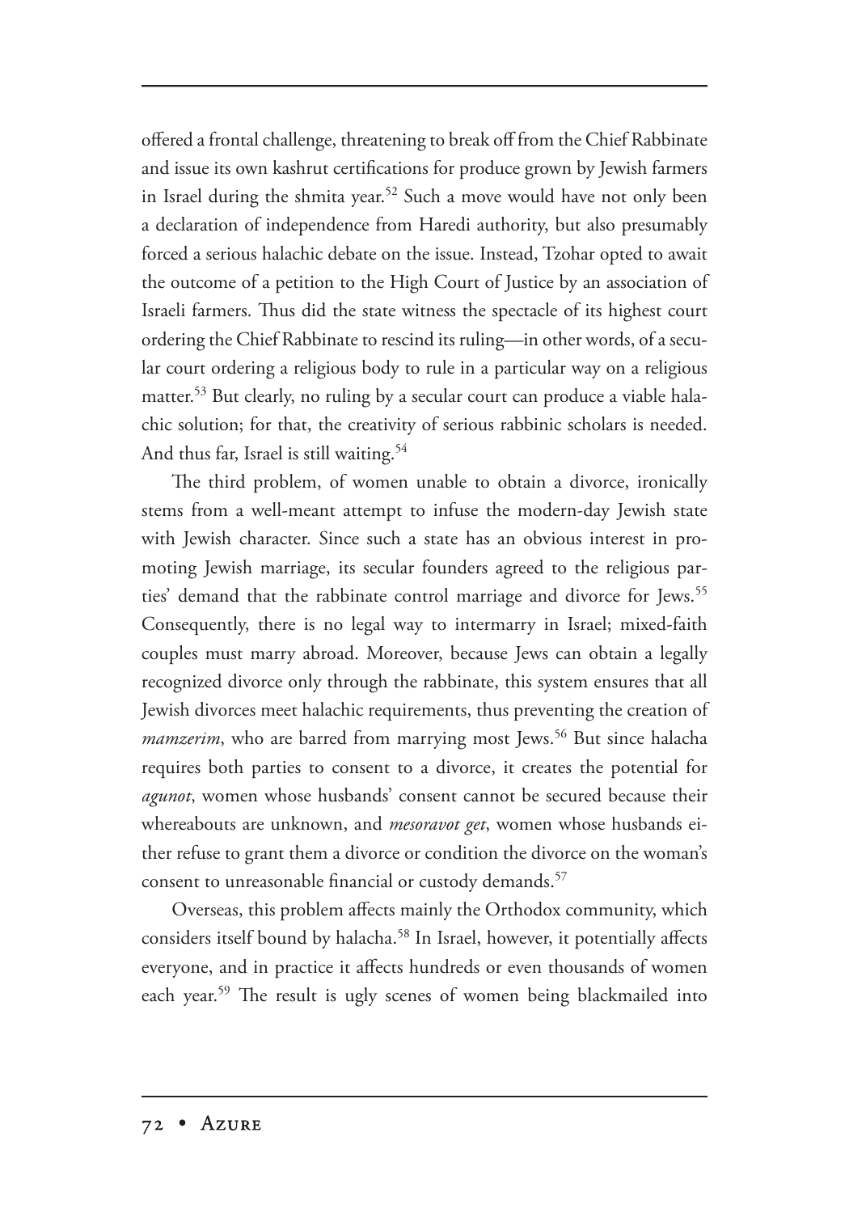offered a frontal challenge, threatening to break off from the Chief Rabbinate and issue its own kashrut certifications for produce grown by Jewish farmers in Israel during the shmita year.[52] Such a move would have not only been a declaration of independence from Haredi authority, but also presumably forced a serious halachic debate on the issue. Instead, Tzohar opted to await the outcome of a petition to the High Court of Justice by an association of Israeli farmers. Thus did the state witness the spectacle of its highest court ordering the Chief Rabbinate to rescind its ruling—in other words, of a secular court ordering a religious body to rule in a particular way on a religious matter.[53] But clearly, no ruling by a secular court can produce a viable halachic solution; for that, the creativity of serious rabbinic scholars is needed. And thus far, Israel is still waiting.[54]

The third problem, of women unable to obtain a divorce, ironically stems from a well-meant attempt to infuse the modern-day Jewish state with Jewish character. Since such a state has an obvious interest in promoting Jewish marriage, its secular founders agreed to the religious parties' demand that the rabbinate control marriage and divorce for Jews.[55] Consequently, there is no legal way to intermarry in Israel; mixed-faith couples must marry abroad. Moreover, because Jews can obtain a legally recognized divorce only through the rabbinate, this system ensures that all Jewish divorces meet halachic requirements, thus preventing the creation of *mamzerim*, who are barred from marrying most Jews.[56] But since halacha requires both parties to consent to a divorce, it creates the potential for *agunot*, women whose husbands' consent cannot be secured because their whereabouts are unknown, and *mesoravot get*, women whose husbands either refuse to grant them a divorce or condition the divorce on the woman's consent to unreasonable financial or custody demands.[57]

Overseas, this problem affects mainly the Orthodox community, which considers itself bound by halacha.[58] In Israel, however, it potentially affects everyone, and in practice it affects hundreds or even thousands of women each year.[59] The result is ugly scenes of women being blackmailed into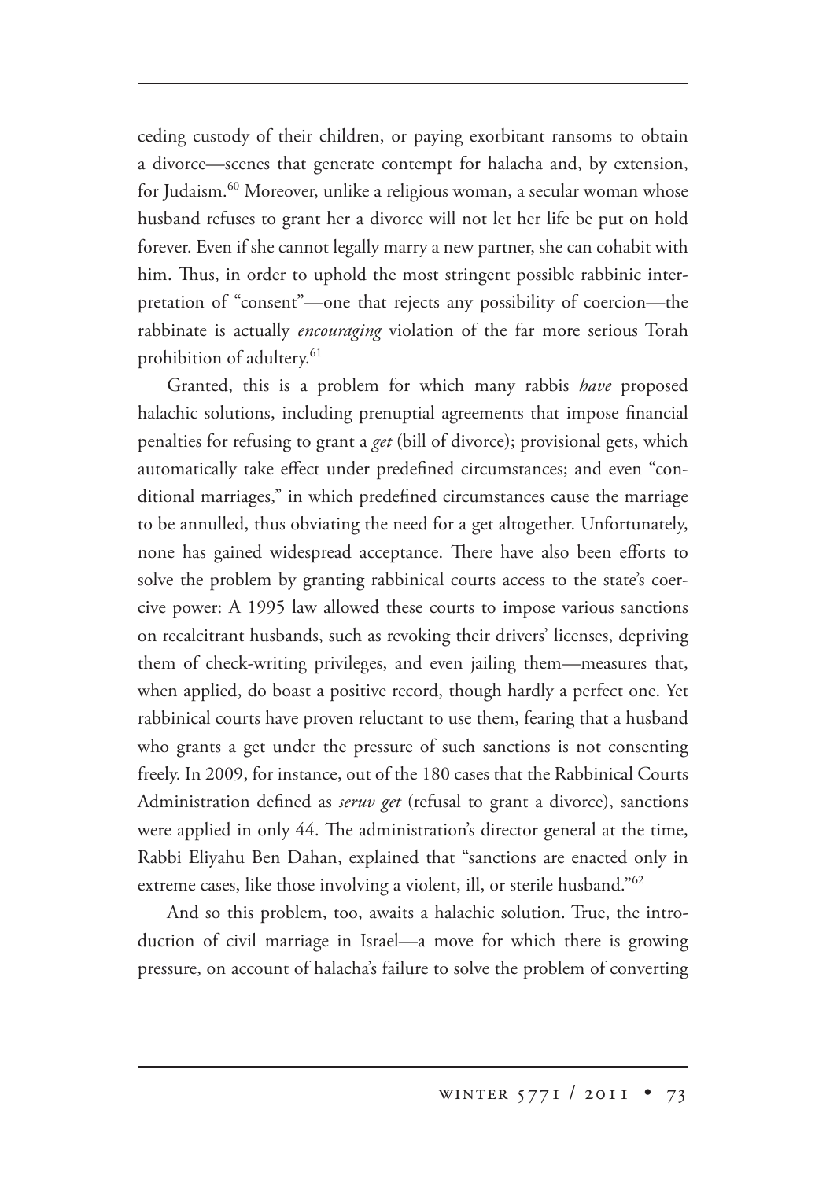ceding custody of their children, or paying exorbitant ransoms to obtain a divorce—scenes that generate contempt for halacha and, by extension, for Judaism.[60] Moreover, unlike a religious woman, a secular woman whose husband refuses to grant her a divorce will not let her life be put on hold forever. Even if she cannot legally marry a new partner, she can cohabit with him. Thus, in order to uphold the most stringent possible rabbinic interpretation of "consent"—one that rejects any possibility of coercion—the rabbinate is actually *encouraging* violation of the far more serious Torah prohibition of adultery.[61]

Granted, this is a problem for which many rabbis *have* proposed halachic solutions, including prenuptial agreements that impose financial penalties for refusing to grant a *get* (bill of divorce); provisional gets, which automatically take effect under predefined circumstances; and even "conditional marriages," in which predefined circumstances cause the marriage to be annulled, thus obviating the need for a get altogether. Unfortunately, none has gained widespread acceptance. There have also been efforts to solve the problem by granting rabbinical courts access to the state's coercive power: A 1995 law allowed these courts to impose various sanctions on recalcitrant husbands, such as revoking their drivers' licenses, depriving them of check-writing privileges, and even jailing them—measures that, when applied, do boast a positive record, though hardly a perfect one. Yet rabbinical courts have proven reluctant to use them, fearing that a husband who grants a get under the pressure of such sanctions is not consenting freely. In 2009, for instance, out of the 180 cases that the Rabbinical Courts Administration defined as *seruv get* (refusal to grant a divorce), sanctions were applied in only 44. The administration's director general at the time, Rabbi Eliyahu Ben Dahan, explained that "sanctions are enacted only in extreme cases, like those involving a violent, ill, or sterile husband."[62]

And so this problem, too, awaits a halachic solution. True, the introduction of civil marriage in Israel—a move for which there is growing pressure, on account of halacha's failure to solve the problem of converting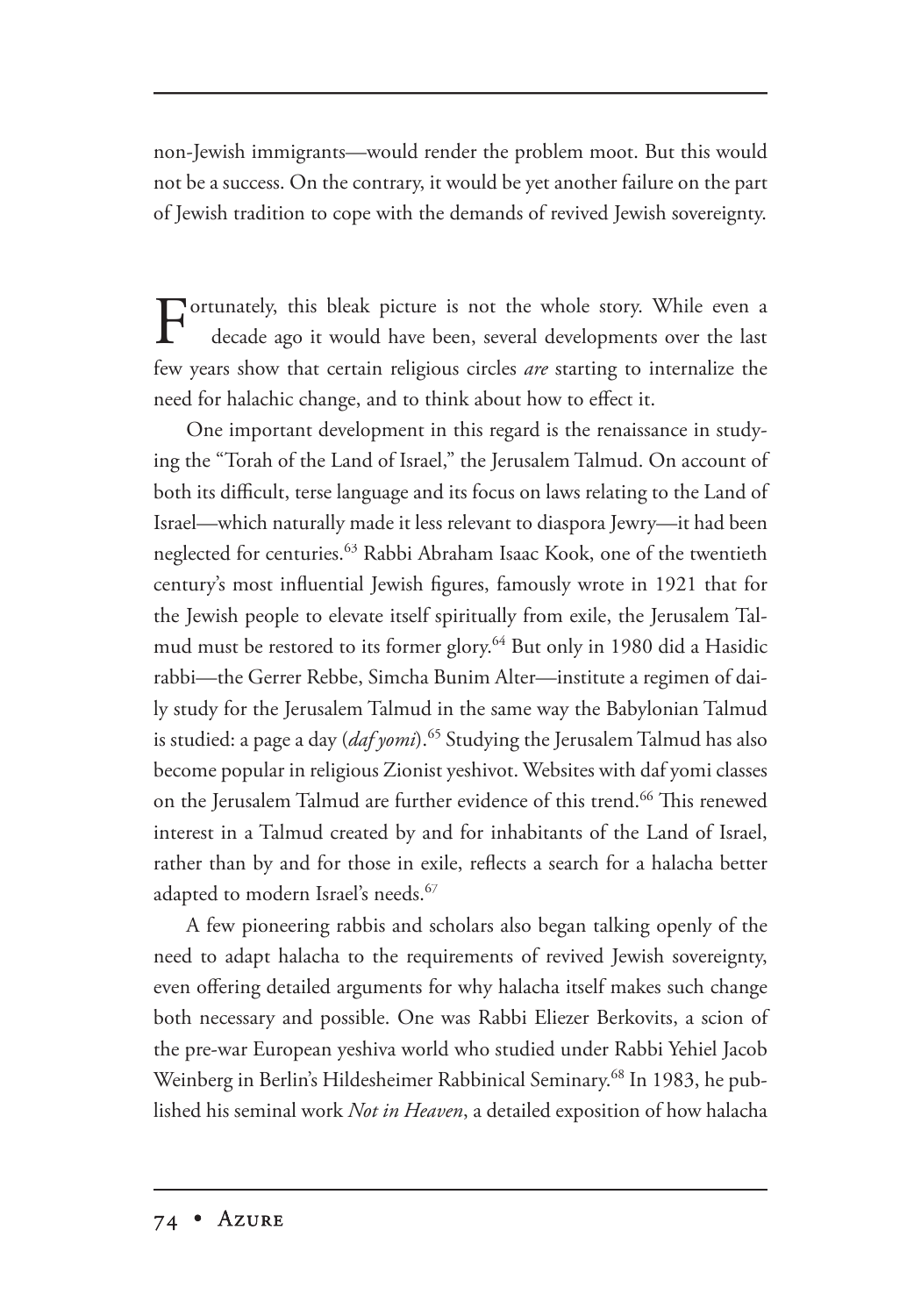non-Jewish immigrants—would render the problem moot. But this would not be a success. On the contrary, it would be yet another failure on the part of Jewish tradition to cope with the demands of revived Jewish sovereignty.

Fortunately, this bleak picture is not the whole story. While even a decade ago it would have been, several developments over the last few years show that certain religious circles *are* starting to internalize the need for halachic change, and to think about how to effect it.

One important development in this regard is the renaissance in studying the "Torah of the Land of Israel," the Jerusalem Talmud. On account of both its difficult, terse language and its focus on laws relating to the Land of Israel—which naturally made it less relevant to diaspora Jewry—it had been neglected for centuries.[63] Rabbi Abraham Isaac Kook, one of the twentieth century's most influential Jewish figures, famously wrote in 1921 that for the Jewish people to elevate itself spiritually from exile, the Jerusalem Talmud must be restored to its former glory.[64] But only in 1980 did a Hasidic rabbi—the Gerrer Rebbe, Simcha Bunim Alter—institute a regimen of daily study for the Jerusalem Talmud in the same way the Babylonian Talmud is studied: a page a day (*daf yomi*).[65] Studying the Jerusalem Talmud has also become popular in religious Zionist yeshivot. Websites with daf yomi classes on the Jerusalem Talmud are further evidence of this trend.[66] This renewed interest in a Talmud created by and for inhabitants of the Land of Israel, rather than by and for those in exile, reflects a search for a halacha better adapted to modern Israel's needs.[67]

A few pioneering rabbis and scholars also began talking openly of the need to adapt halacha to the requirements of revived Jewish sovereignty, even offering detailed arguments for why halacha itself makes such change both necessary and possible. One was Rabbi Eliezer Berkovits, a scion of the pre-war European yeshiva world who studied under Rabbi Yehiel Jacob Weinberg in Berlin's Hildesheimer Rabbinical Seminary.[68] In 1983, he published his seminal work *Not in Heaven*, a detailed exposition of how halacha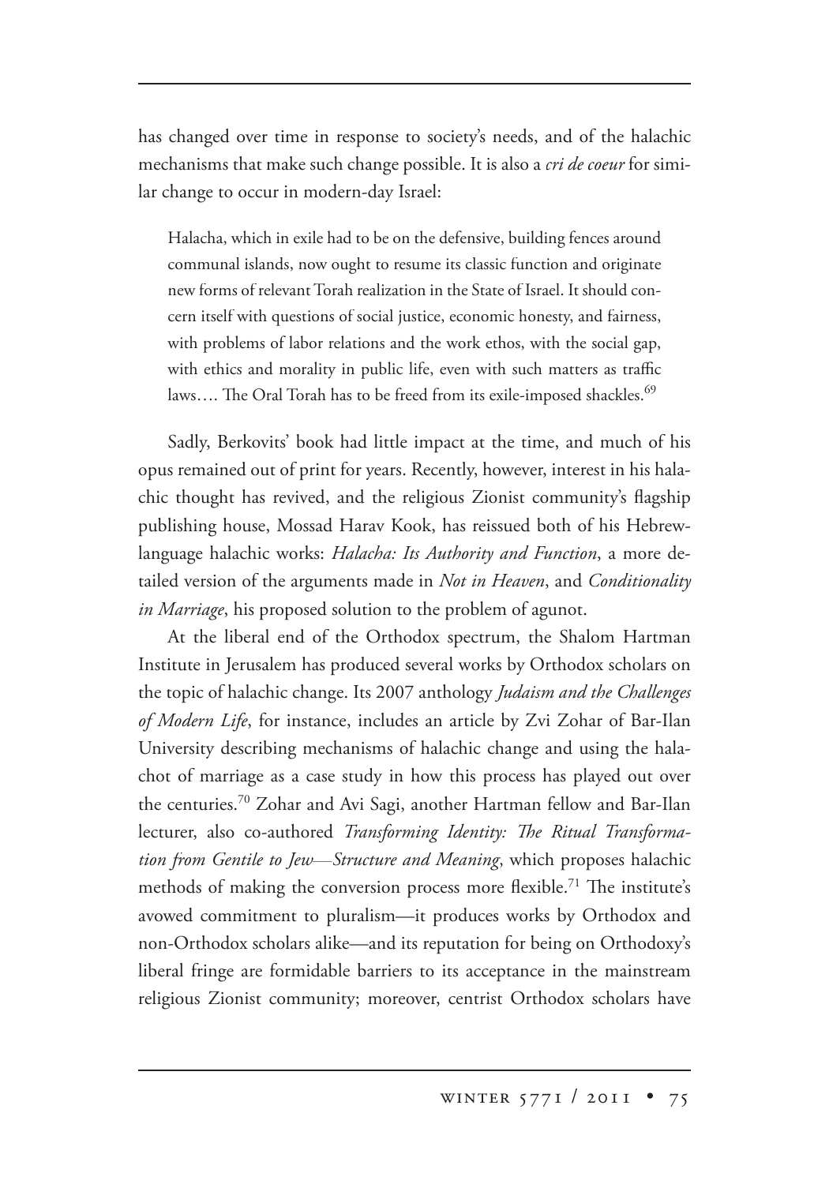has changed over time in response to society's needs, and of the halachic mechanisms that make such change possible. It is also a *cri de coeur* for similar change to occur in modern-day Israel:

> Halacha, which in exile had to be on the defensive, building fences around communal islands, now ought to resume its classic function and originate new forms of relevant Torah realization in the State of Israel. It should concern itself with questions of social justice, economic honesty, and fairness, with problems of labor relations and the work ethos, with the social gap, with ethics and morality in public life, even with such matters as traffic laws…. The Oral Torah has to be freed from its exile-imposed shackles.[69]

Sadly, Berkovits' book had little impact at the time, and much of his opus remained out of print for years. Recently, however, interest in his halachic thought has revived, and the religious Zionist community's flagship publishing house, Mossad Harav Kook, has reissued both of his Hebrew-language halachic works: *Halacha: Its Authority and Function*, a more detailed version of the arguments made in *Not in Heaven*, and *Conditionality in Marriage*, his proposed solution to the problem of agunot.

At the liberal end of the Orthodox spectrum, the Shalom Hartman Institute in Jerusalem has produced several works by Orthodox scholars on the topic of halachic change. Its 2007 anthology *Judaism and the Challenges of Modern Life*, for instance, includes an article by Zvi Zohar of Bar-Ilan University describing mechanisms of halachic change and using the halachot of marriage as a case study in how this process has played out over the centuries.[70] Zohar and Avi Sagi, another Hartman fellow and Bar-Ilan lecturer, also co-authored *Transforming Identity: The Ritual Transformation from Gentile to Jew—Structure and Meaning*, which proposes halachic methods of making the conversion process more flexible.[71] The institute's avowed commitment to pluralism—it produces works by Orthodox and non-Orthodox scholars alike—and its reputation for being on Orthodoxy's liberal fringe are formidable barriers to its acceptance in the mainstream religious Zionist community; moreover, centrist Orthodox scholars have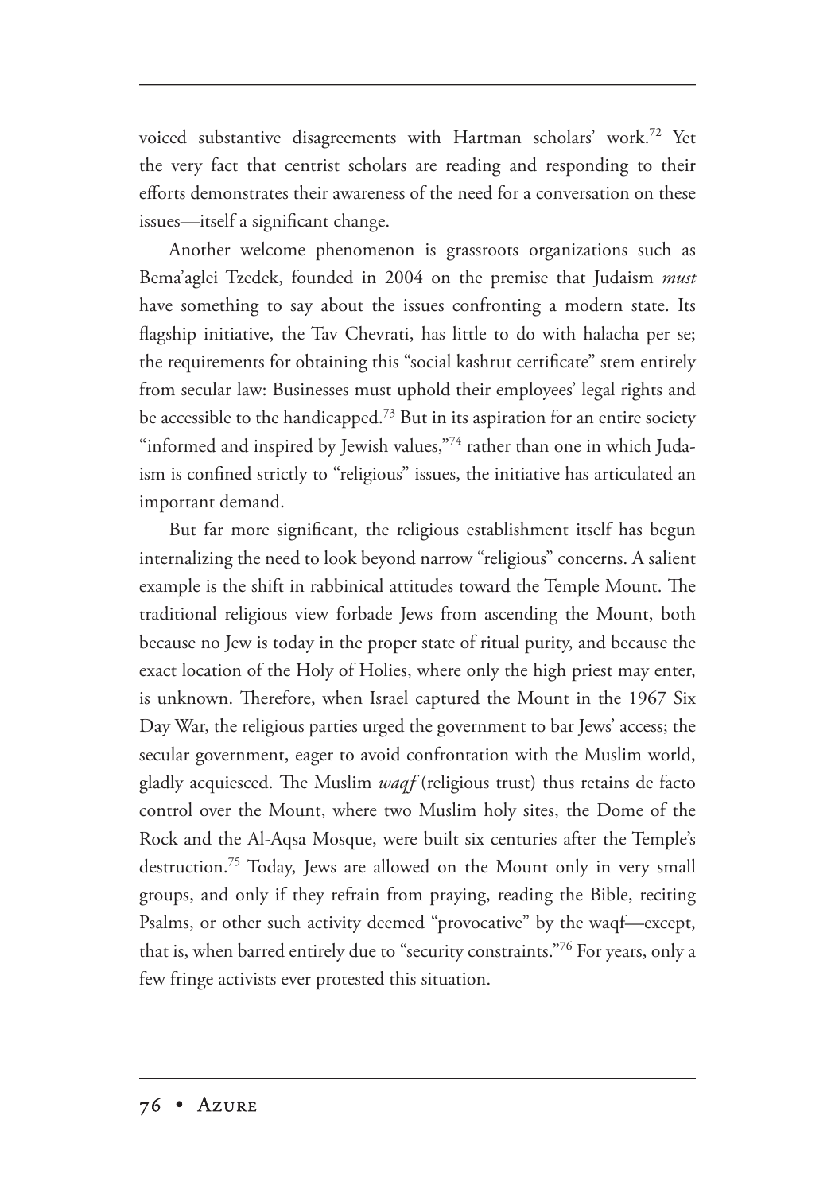voiced substantive disagreements with Hartman scholars' work.[72] Yet the very fact that centrist scholars are reading and responding to their efforts demonstrates their awareness of the need for a conversation on these issues—itself a significant change.

Another welcome phenomenon is grassroots organizations such as Bema'aglei Tzedek, founded in 2004 on the premise that Judaism *must* have something to say about the issues confronting a modern state. Its flagship initiative, the Tav Chevrati, has little to do with halacha per se; the requirements for obtaining this "social kashrut certificate" stem entirely from secular law: Businesses must uphold their employees' legal rights and be accessible to the handicapped.[73] But in its aspiration for an entire society "informed and inspired by Jewish values,"[74] rather than one in which Judaism is confined strictly to "religious" issues, the initiative has articulated an important demand.

But far more significant, the religious establishment itself has begun internalizing the need to look beyond narrow "religious" concerns. A salient example is the shift in rabbinical attitudes toward the Temple Mount. The traditional religious view forbade Jews from ascending the Mount, both because no Jew is today in the proper state of ritual purity, and because the exact location of the Holy of Holies, where only the high priest may enter, is unknown. Therefore, when Israel captured the Mount in the 1967 Six Day War, the religious parties urged the government to bar Jews' access; the secular government, eager to avoid confrontation with the Muslim world, gladly acquiesced. The Muslim *waqf* (religious trust) thus retains de facto control over the Mount, where two Muslim holy sites, the Dome of the Rock and the Al-Aqsa Mosque, were built six centuries after the Temple's destruction.[75] Today, Jews are allowed on the Mount only in very small groups, and only if they refrain from praying, reading the Bible, reciting Psalms, or other such activity deemed "provocative" by the waqf—except, that is, when barred entirely due to "security constraints."[76] For years, only a few fringe activists ever protested this situation.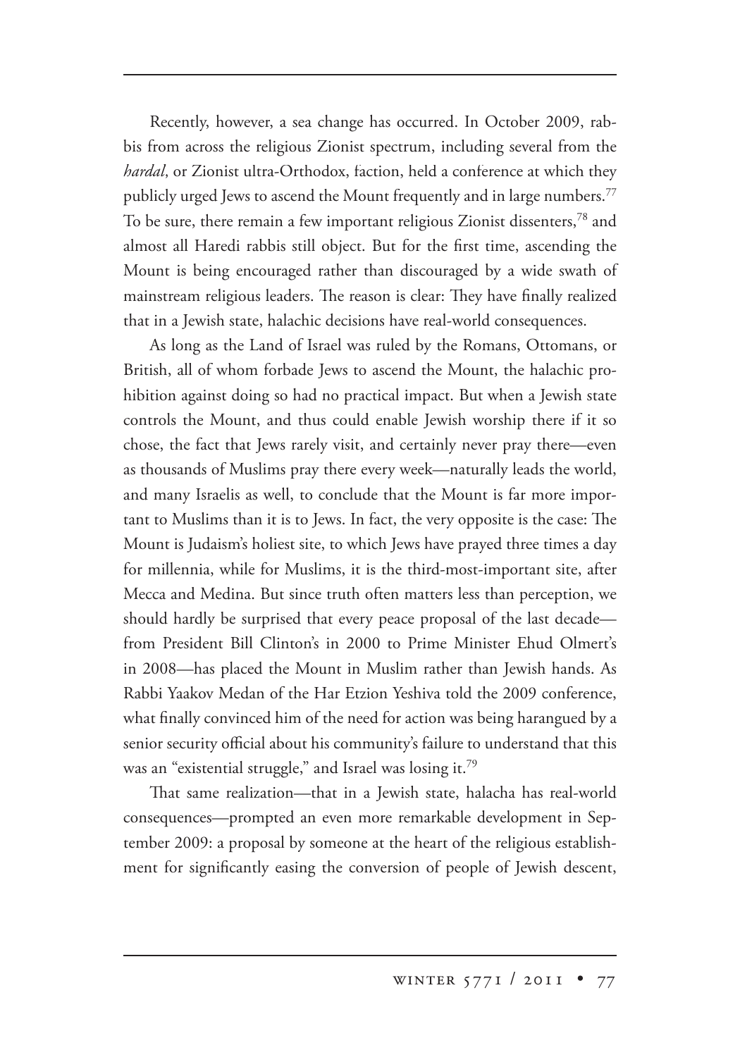Recently, however, a sea change has occurred. In October 2009, rabbis from across the religious Zionist spectrum, including several from the *hardal*, or Zionist ultra-Orthodox, faction, held a conference at which they publicly urged Jews to ascend the Mount frequently and in large numbers.[77] To be sure, there remain a few important religious Zionist dissenters,[78] and almost all Haredi rabbis still object. But for the first time, ascending the Mount is being encouraged rather than discouraged by a wide swath of mainstream religious leaders. The reason is clear: They have finally realized that in a Jewish state, halachic decisions have real-world consequences.

As long as the Land of Israel was ruled by the Romans, Ottomans, or British, all of whom forbade Jews to ascend the Mount, the halachic prohibition against doing so had no practical impact. But when a Jewish state controls the Mount, and thus could enable Jewish worship there if it so chose, the fact that Jews rarely visit, and certainly never pray there—even as thousands of Muslims pray there every week—naturally leads the world, and many Israelis as well, to conclude that the Mount is far more important to Muslims than it is to Jews. In fact, the very opposite is the case: The Mount is Judaism's holiest site, to which Jews have prayed three times a day for millennia, while for Muslims, it is the third-most-important site, after Mecca and Medina. But since truth often matters less than perception, we should hardly be surprised that every peace proposal of the last decade—from President Bill Clinton's in 2000 to Prime Minister Ehud Olmert's in 2008—has placed the Mount in Muslim rather than Jewish hands. As Rabbi Yaakov Medan of the Har Etzion Yeshiva told the 2009 conference, what finally convinced him of the need for action was being harangued by a senior security official about his community's failure to understand that this was an "existential struggle," and Israel was losing it.[79]

That same realization—that in a Jewish state, halacha has real-world consequences—prompted an even more remarkable development in September 2009: a proposal by someone at the heart of the religious establishment for significantly easing the conversion of people of Jewish descent,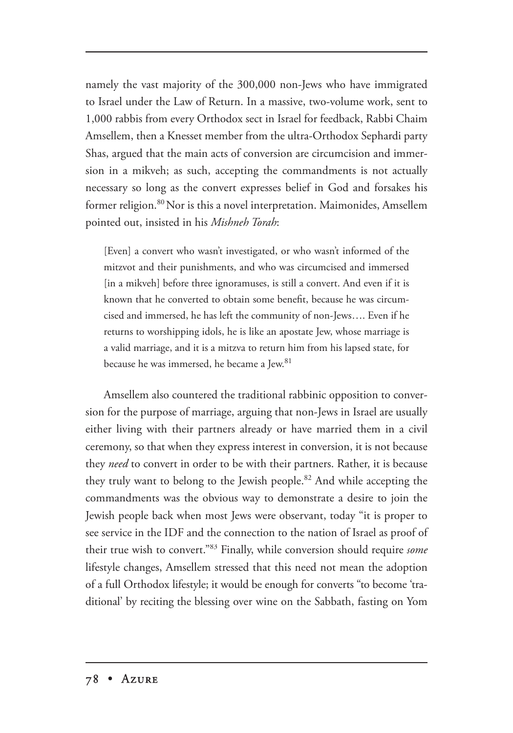namely the vast majority of the 300,000 non-Jews who have immigrated to Israel under the Law of Return. In a massive, two-volume work, sent to 1,000 rabbis from every Orthodox sect in Israel for feedback, Rabbi Chaim Amsellem, then a Knesset member from the ultra-Orthodox Sephardi party Shas, argued that the main acts of conversion are circumcision and immersion in a mikveh; as such, accepting the commandments is not actually necessary so long as the convert expresses belief in God and forsakes his former religion.[80] Nor is this a novel interpretation. Maimonides, Amsellem pointed out, insisted in his *Mishneh Torah*:

> [Even] a convert who wasn't investigated, or who wasn't informed of the mitzvot and their punishments, and who was circumcised and immersed [in a mikveh] before three ignoramuses, is still a convert. And even if it is known that he converted to obtain some benefit, because he was circumcised and immersed, he has left the community of non-Jews…. Even if he returns to worshipping idols, he is like an apostate Jew, whose marriage is a valid marriage, and it is a mitzva to return him from his lapsed state, for because he was immersed, he became a Jew.[81]

Amsellem also countered the traditional rabbinic opposition to conversion for the purpose of marriage, arguing that non-Jews in Israel are usually either living with their partners already or have married them in a civil ceremony, so that when they express interest in conversion, it is not because they *need* to convert in order to be with their partners. Rather, it is because they truly want to belong to the Jewish people.[82] And while accepting the commandments was the obvious way to demonstrate a desire to join the Jewish people back when most Jews were observant, today "it is proper to see service in the IDF and the connection to the nation of Israel as proof of their true wish to convert."[83] Finally, while conversion should require *some* lifestyle changes, Amsellem stressed that this need not mean the adoption of a full Orthodox lifestyle; it would be enough for converts "to become 'traditional' by reciting the blessing over wine on the Sabbath, fasting on Yom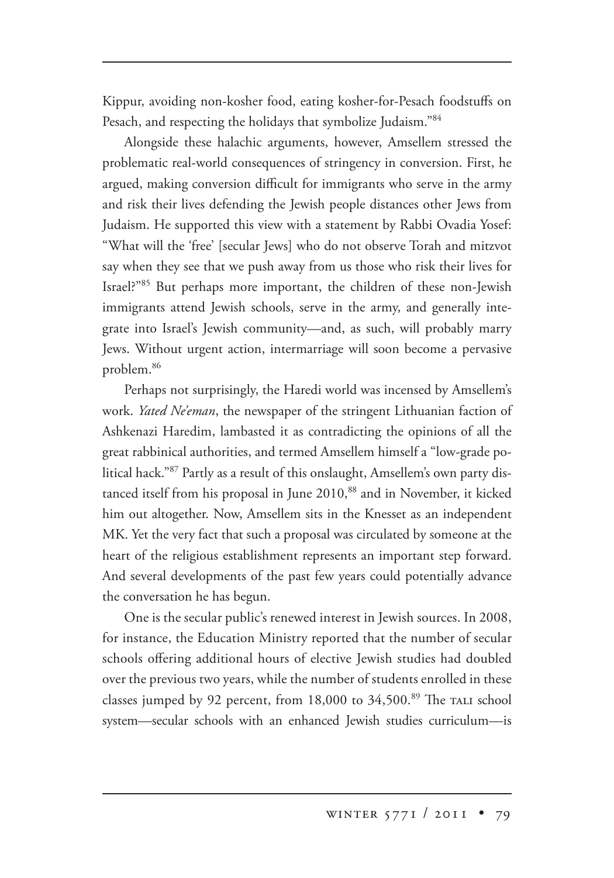Kippur, avoiding non-kosher food, eating kosher-for-Pesach foodstuffs on Pesach, and respecting the holidays that symbolize Judaism."[84]

Alongside these halachic arguments, however, Amsellem stressed the problematic real-world consequences of stringency in conversion. First, he argued, making conversion difficult for immigrants who serve in the army and risk their lives defending the Jewish people distances other Jews from Judaism. He supported this view with a statement by Rabbi Ovadia Yosef: "What will the 'free' [secular Jews] who do not observe Torah and mitzvot say when they see that we push away from us those who risk their lives for Israel?"[85] But perhaps more important, the children of these non-Jewish immigrants attend Jewish schools, serve in the army, and generally integrate into Israel's Jewish community—and, as such, will probably marry Jews. Without urgent action, intermarriage will soon become a pervasive problem.[86]

Perhaps not surprisingly, the Haredi world was incensed by Amsellem's work. *Yated Ne'eman*, the newspaper of the stringent Lithuanian faction of Ashkenazi Haredim, lambasted it as contradicting the opinions of all the great rabbinical authorities, and termed Amsellem himself a "low-grade political hack."[87] Partly as a result of this onslaught, Amsellem's own party distanced itself from his proposal in June 2010,[88] and in November, it kicked him out altogether. Now, Amsellem sits in the Knesset as an independent MK. Yet the very fact that such a proposal was circulated by someone at the heart of the religious establishment represents an important step forward. And several developments of the past few years could potentially advance the conversation he has begun.

One is the secular public's renewed interest in Jewish sources. In 2008, for instance, the Education Ministry reported that the number of secular schools offering additional hours of elective Jewish studies had doubled over the previous two years, while the number of students enrolled in these classes jumped by 92 percent, from 18,000 to 34,500.[89] The TALI school system—secular schools with an enhanced Jewish studies curriculum—is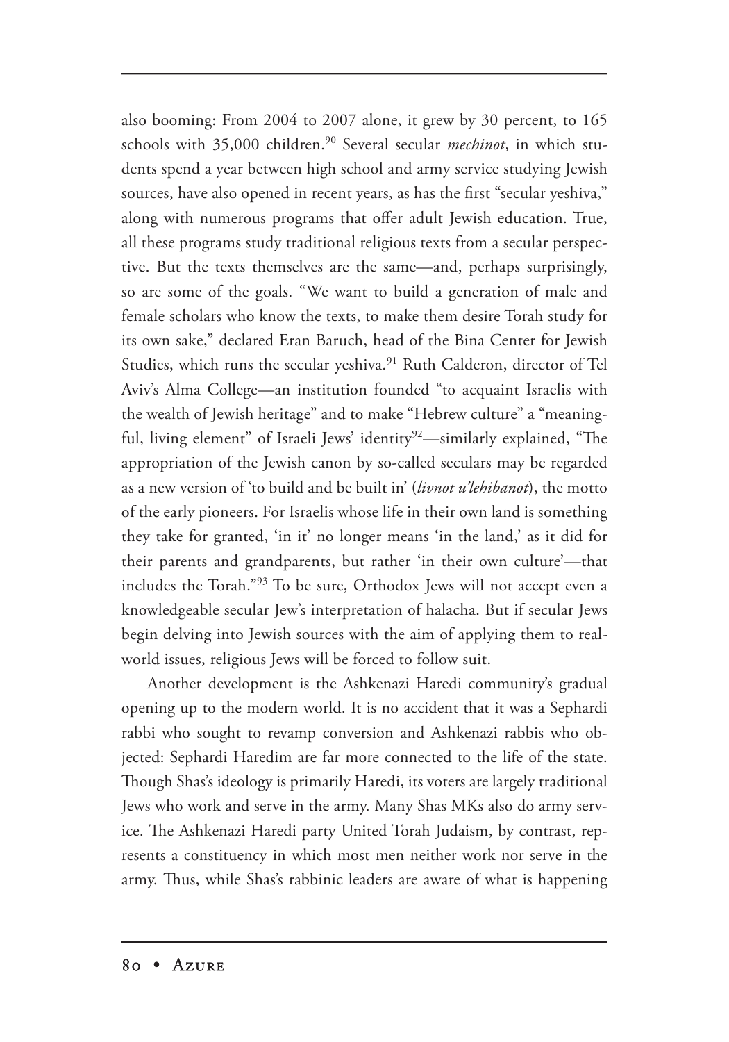also booming: From 2004 to 2007 alone, it grew by 30 percent, to 165 schools with 35,000 children.[90] Several secular *mechinot*, in which students spend a year between high school and army service studying Jewish sources, have also opened in recent years, as has the first "secular yeshiva," along with numerous programs that offer adult Jewish education. True, all these programs study traditional religious texts from a secular perspective. But the texts themselves are the same—and, perhaps surprisingly, so are some of the goals. "We want to build a generation of male and female scholars who know the texts, to make them desire Torah study for its own sake," declared Eran Baruch, head of the Bina Center for Jewish Studies, which runs the secular yeshiva.[91] Ruth Calderon, director of Tel Aviv's Alma College—an institution founded "to acquaint Israelis with the wealth of Jewish heritage" and to make "Hebrew culture" a "meaningful, living element" of Israeli Jews' identity[92]—similarly explained, "The appropriation of the Jewish canon by so-called seculars may be regarded as a new version of 'to build and be built in' (*livnot u'lehibanot*), the motto of the early pioneers. For Israelis whose life in their own land is something they take for granted, 'in it' no longer means 'in the land,' as it did for their parents and grandparents, but rather 'in their own culture'—that includes the Torah."[93] To be sure, Orthodox Jews will not accept even a knowledgeable secular Jew's interpretation of halacha. But if secular Jews begin delving into Jewish sources with the aim of applying them to real-world issues, religious Jews will be forced to follow suit.

Another development is the Ashkenazi Haredi community's gradual opening up to the modern world. It is no accident that it was a Sephardi rabbi who sought to revamp conversion and Ashkenazi rabbis who objected: Sephardi Haredim are far more connected to the life of the state. Though Shas's ideology is primarily Haredi, its voters are largely traditional Jews who work and serve in the army. Many Shas MKs also do army service. The Ashkenazi Haredi party United Torah Judaism, by contrast, represents a constituency in which most men neither work nor serve in the army. Thus, while Shas's rabbinic leaders are aware of what is happening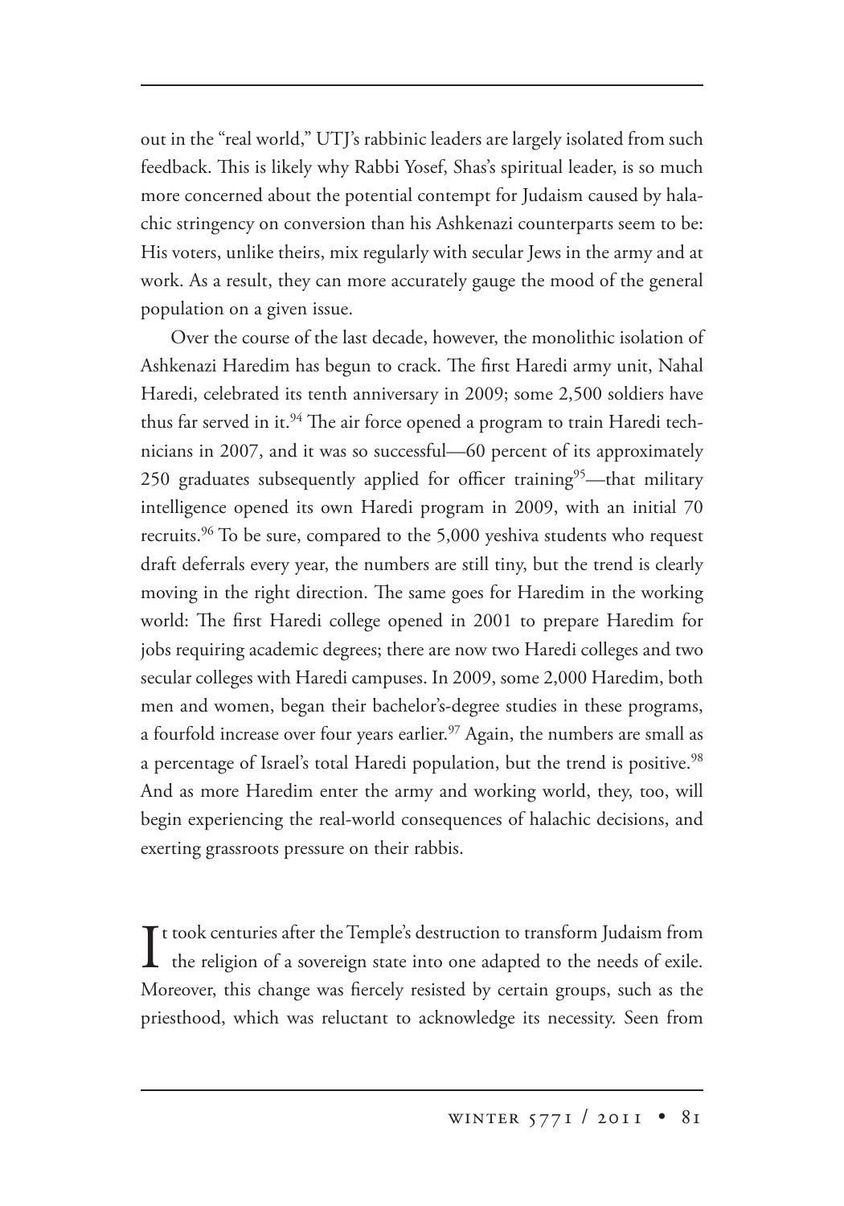out in the "real world," UTJ's rabbinic leaders are largely isolated from such feedback. This is likely why Rabbi Yosef, Shas's spiritual leader, is so much more concerned about the potential contempt for Judaism caused by halachic stringency on conversion than his Ashkenazi counterparts seem to be: His voters, unlike theirs, mix regularly with secular Jews in the army and at work. As a result, they can more accurately gauge the mood of the general population on a given issue.

Over the course of the last decade, however, the monolithic isolation of Ashkenazi Haredim has begun to crack. The first Haredi army unit, Nahal Haredi, celebrated its tenth anniversary in 2009; some 2,500 soldiers have thus far served in it.[94] The air force opened a program to train Haredi technicians in 2007, and it was so successful—60 percent of its approximately 250 graduates subsequently applied for officer training[95]—that military intelligence opened its own Haredi program in 2009, with an initial 70 recruits.[96] To be sure, compared to the 5,000 yeshiva students who request draft deferrals every year, the numbers are still tiny, but the trend is clearly moving in the right direction. The same goes for Haredim in the working world: The first Haredi college opened in 2001 to prepare Haredim for jobs requiring academic degrees; there are now two Haredi colleges and two secular colleges with Haredi campuses. In 2009, some 2,000 Haredim, both men and women, began their bachelor's-degree studies in these programs, a fourfold increase over four years earlier.[97] Again, the numbers are small as a percentage of Israel's total Haredi population, but the trend is positive.[98] And as more Haredim enter the army and working world, they, too, will begin experiencing the real-world consequences of halachic decisions, and exerting grassroots pressure on their rabbis.

It took centuries after the Temple's destruction to transform Judaism from the religion of a sovereign state into one adapted to the needs of exile. Moreover, this change was fiercely resisted by certain groups, such as the priesthood, which was reluctant to acknowledge its necessity. Seen from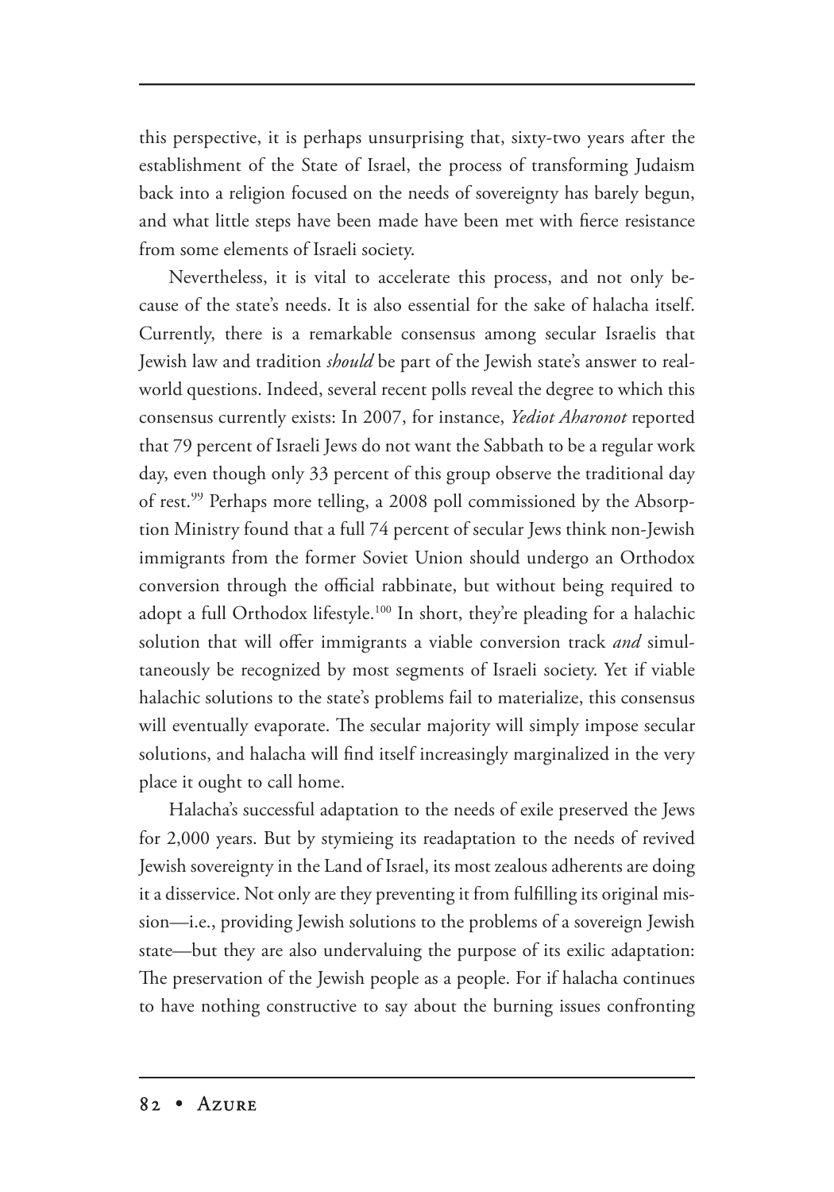this perspective, it is perhaps unsurprising that, sixty-two years after the establishment of the State of Israel, the process of transforming Judaism back into a religion focused on the needs of sovereignty has barely begun, and what little steps have been made have been met with fierce resistance from some elements of Israeli society.

Nevertheless, it is vital to accelerate this process, and not only because of the state's needs. It is also essential for the sake of halacha itself. Currently, there is a remarkable consensus among secular Israelis that Jewish law and tradition *should* be part of the Jewish state's answer to real-world questions. Indeed, several recent polls reveal the degree to which this consensus currently exists: In 2007, for instance, *Yediot Aharonot* reported that 79 percent of Israeli Jews do not want the Sabbath to be a regular work day, even though only 33 percent of this group observe the traditional day of rest.[99] Perhaps more telling, a 2008 poll commissioned by the Absorption Ministry found that a full 74 percent of secular Jews think non-Jewish immigrants from the former Soviet Union should undergo an Orthodox conversion through the official rabbinate, but without being required to adopt a full Orthodox lifestyle.[100] In short, they're pleading for a halachic solution that will offer immigrants a viable conversion track *and* simultaneously be recognized by most segments of Israeli society. Yet if viable halachic solutions to the state's problems fail to materialize, this consensus will eventually evaporate. The secular majority will simply impose secular solutions, and halacha will find itself increasingly marginalized in the very place it ought to call home.

Halacha's successful adaptation to the needs of exile preserved the Jews for 2,000 years. But by stymieing its readaptation to the needs of revived Jewish sovereignty in the Land of Israel, its most zealous adherents are doing it a disservice. Not only are they preventing it from fulfilling its original mission—i.e., providing Jewish solutions to the problems of a sovereign Jewish state—but they are also undervaluing the purpose of its exilic adaptation: The preservation of the Jewish people as a people. For if halacha continues to have nothing constructive to say about the burning issues confronting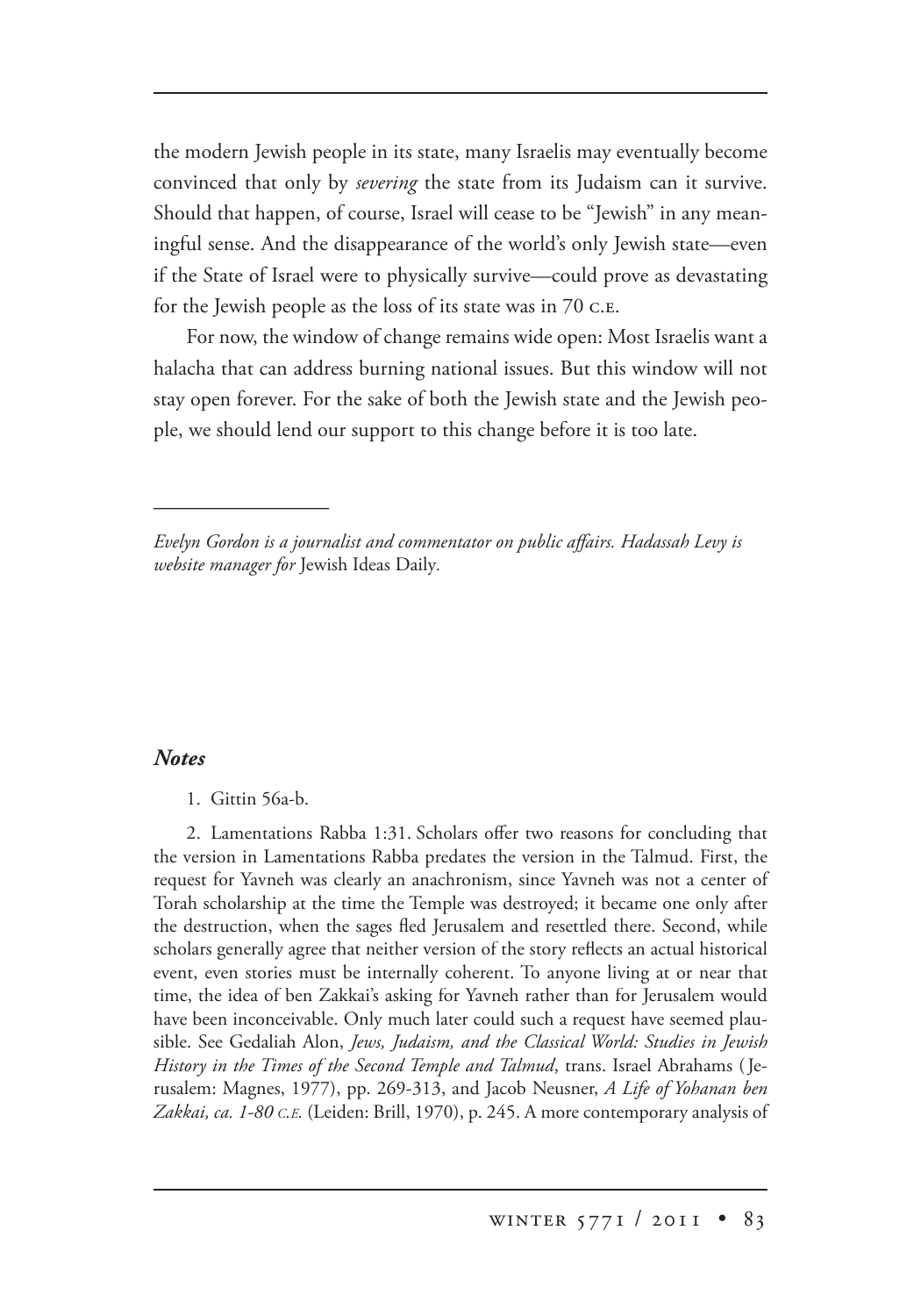the modern Jewish people in its state, many Israelis may eventually become convinced that only by *severing* the state from its Judaism can it survive. Should that happen, of course, Israel will cease to be "Jewish" in any meaningful sense. And the disappearance of the world's only Jewish state—even if the State of Israel were to physically survive—could prove as devastating for the Jewish people as the loss of its state was in 70 C.E.

For now, the window of change remains wide open: Most Israelis want a halacha that can address burning national issues. But this window will not stay open forever. For the sake of both the Jewish state and the Jewish people, we should lend our support to this change before it is too late.

---

*Evelyn Gordon is a journalist and commentator on public affairs. Hadassah Levy is website manager for* Jewish Ideas Daily*.*

### *Notes*

1. Gittin 56a-b.

2. Lamentations Rabba 1:31. Scholars offer two reasons for concluding that the version in Lamentations Rabba predates the version in the Talmud. First, the request for Yavneh was clearly an anachronism, since Yavneh was not a center of Torah scholarship at the time the Temple was destroyed; it became one only after the destruction, when the sages fled Jerusalem and resettled there. Second, while scholars generally agree that neither version of the story reflects an actual historical event, even stories must be internally coherent. To anyone living at or near that time, the idea of ben Zakkai's asking for Yavneh rather than for Jerusalem would have been inconceivable. Only much later could such a request have seemed plausible. See Gedaliah Alon, *Jews, Judaism, and the Classical World: Studies in Jewish History in the Times of the Second Temple and Talmud*, trans. Israel Abrahams (Jerusalem: Magnes, 1977), pp. 269-313, and Jacob Neusner, *A Life of Yohanan ben Zakkai, ca. 1-80 C.E.* (Leiden: Brill, 1970), p. 245. A more contemporary analysis of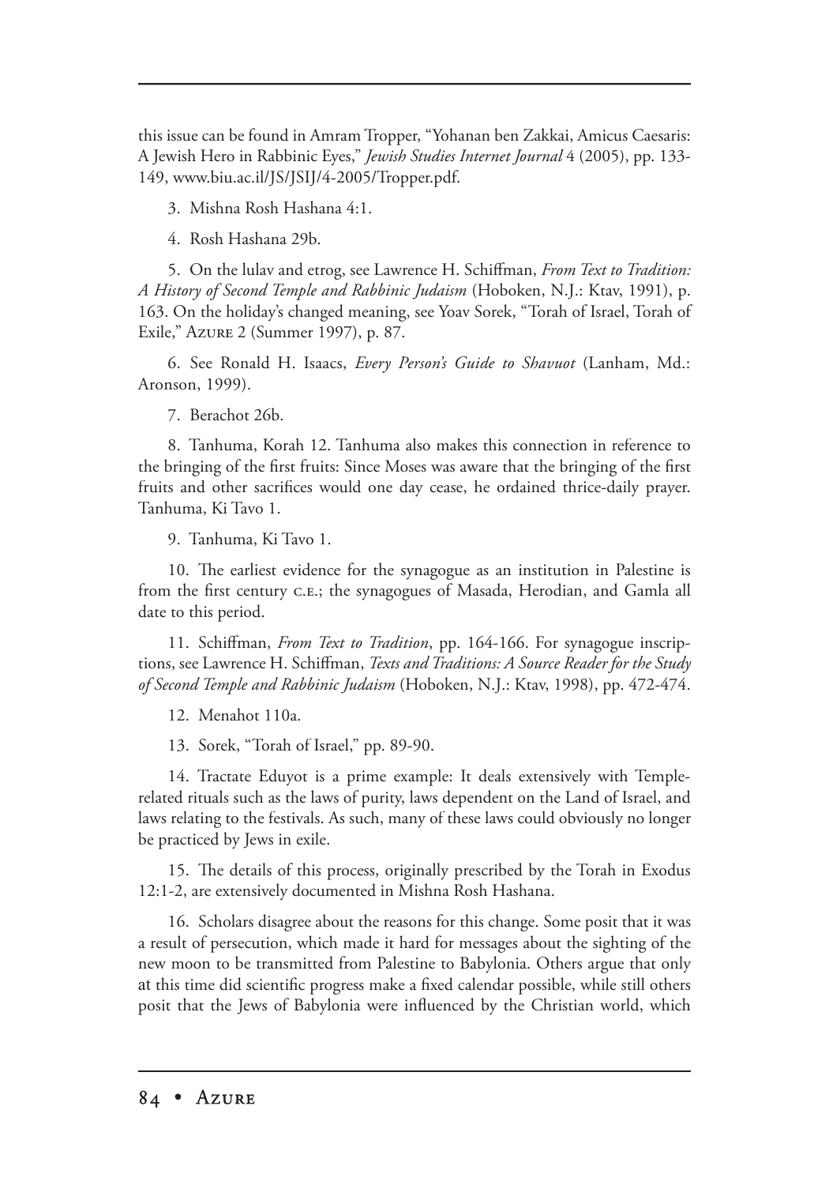this issue can be found in Amram Tropper, "Yohanan ben Zakkai, Amicus Caesaris: A Jewish Hero in Rabbinic Eyes," *Jewish Studies Internet Journal* 4 (2005), pp. 133-149, www.biu.ac.il/JS/JSIJ/4-2005/Tropper.pdf.

3. Mishna Rosh Hashana 4:1.

4. Rosh Hashana 29b.

5. On the lulav and etrog, see Lawrence H. Schiffman, *From Text to Tradition: A History of Second Temple and Rabbinic Judaism* (Hoboken, N.J.: Ktav, 1991), p. 163. On the holiday's changed meaning, see Yoav Sorek, "Torah of Israel, Torah of Exile," Azure 2 (Summer 1997), p. 87.

6. See Ronald H. Isaacs, *Every Person's Guide to Shavuot* (Lanham, Md.: Aronson, 1999).

7. Berachot 26b.

8. Tanhuma, Korah 12. Tanhuma also makes this connection in reference to the bringing of the first fruits: Since Moses was aware that the bringing of the first fruits and other sacrifices would one day cease, he ordained thrice-daily prayer. Tanhuma, Ki Tavo 1.

9. Tanhuma, Ki Tavo 1.

10. The earliest evidence for the synagogue as an institution in Palestine is from the first century C.E.; the synagogues of Masada, Herodian, and Gamla all date to this period.

11. Schiffman, *From Text to Tradition*, pp. 164-166. For synagogue inscriptions, see Lawrence H. Schiffman, *Texts and Traditions: A Source Reader for the Study of Second Temple and Rabbinic Judaism* (Hoboken, N.J.: Ktav, 1998), pp. 472-474.

12. Menahot 110a.

13. Sorek, "Torah of Israel," pp. 89-90.

14. Tractate Eduyot is a prime example: It deals extensively with Temple-related rituals such as the laws of purity, laws dependent on the Land of Israel, and laws relating to the festivals. As such, many of these laws could obviously no longer be practiced by Jews in exile.

15. The details of this process, originally prescribed by the Torah in Exodus 12:1-2, are extensively documented in Mishna Rosh Hashana.

16. Scholars disagree about the reasons for this change. Some posit that it was a result of persecution, which made it hard for messages about the sighting of the new moon to be transmitted from Palestine to Babylonia. Others argue that only at this time did scientific progress make a fixed calendar possible, while still others posit that the Jews of Babylonia were influenced by the Christian world, which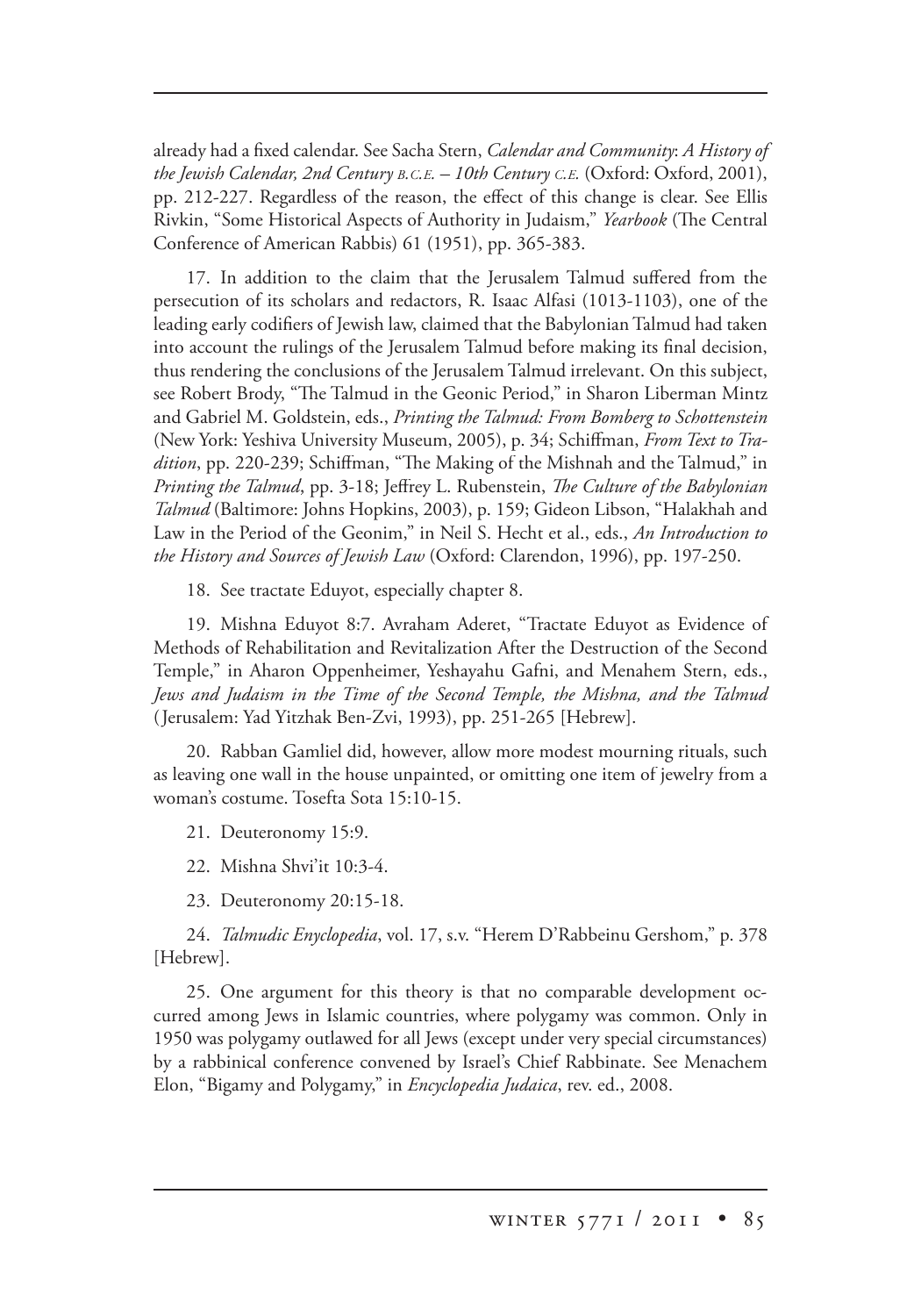already had a fixed calendar. See Sacha Stern, *Calendar and Community*: *A History of the Jewish Calendar, 2nd Century B.C.E. – 10th Century C.E.* (Oxford: Oxford, 2001), pp. 212-227. Regardless of the reason, the effect of this change is clear. See Ellis Rivkin, "Some Historical Aspects of Authority in Judaism," *Yearbook* (The Central Conference of American Rabbis) 61 (1951), pp. 365-383.

17. In addition to the claim that the Jerusalem Talmud suffered from the persecution of its scholars and redactors, R. Isaac Alfasi (1013-1103), one of the leading early codifiers of Jewish law, claimed that the Babylonian Talmud had taken into account the rulings of the Jerusalem Talmud before making its final decision, thus rendering the conclusions of the Jerusalem Talmud irrelevant. On this subject, see Robert Brody, "The Talmud in the Geonic Period," in Sharon Liberman Mintz and Gabriel M. Goldstein, eds., *Printing the Talmud: From Bomberg to Schottenstein* (New York: Yeshiva University Museum, 2005), p. 34; Schiffman, *From Text to Tradition*, pp. 220-239; Schiffman, "The Making of the Mishnah and the Talmud," in *Printing the Talmud*, pp. 3-18; Jeffrey L. Rubenstein, *The Culture of the Babylonian Talmud* (Baltimore: Johns Hopkins, 2003), p. 159; Gideon Libson, "Halakhah and Law in the Period of the Geonim," in Neil S. Hecht et al., eds., *An Introduction to the History and Sources of Jewish Law* (Oxford: Clarendon, 1996), pp. 197-250.

18. See tractate Eduyot, especially chapter 8.

19. Mishna Eduyot 8:7. Avraham Aderet, "Tractate Eduyot as Evidence of Methods of Rehabilitation and Revitalization After the Destruction of the Second Temple," in Aharon Oppenheimer, Yeshayahu Gafni, and Menahem Stern, eds., *Jews and Judaism in the Time of the Second Temple, the Mishna, and the Talmud* (Jerusalem: Yad Yitzhak Ben-Zvi, 1993), pp. 251-265 [Hebrew].

20. Rabban Gamliel did, however, allow more modest mourning rituals, such as leaving one wall in the house unpainted, or omitting one item of jewelry from a woman's costume. Tosefta Sota 15:10-15.

21. Deuteronomy 15:9.

22. Mishna Shvi'it 10:3-4.

23. Deuteronomy 20:15-18.

24. *Talmudic Enyclopedia*, vol. 17, s.v. "Herem D'Rabbeinu Gershom," p. 378 [Hebrew].

25. One argument for this theory is that no comparable development occurred among Jews in Islamic countries, where polygamy was common. Only in 1950 was polygamy outlawed for all Jews (except under very special circumstances) by a rabbinical conference convened by Israel's Chief Rabbinate. See Menachem Elon, "Bigamy and Polygamy," in *Encyclopedia Judaica*, rev. ed., 2008.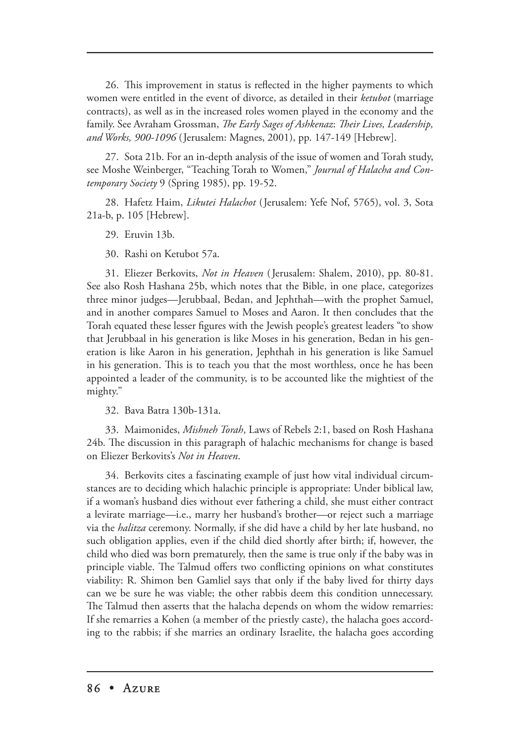26. This improvement in status is reflected in the higher payments to which women were entitled in the event of divorce, as detailed in their *ketubot* (marriage contracts), as well as in the increased roles women played in the economy and the family. See Avraham Grossman, *The Early Sages of Ashkenaz: Their Lives, Leadership, and Works, 900-1096* (Jerusalem: Magnes, 2001), pp. 147-149 [Hebrew].

27. Sota 21b. For an in-depth analysis of the issue of women and Torah study, see Moshe Weinberger, "Teaching Torah to Women," *Journal of Halacha and Contemporary Society* 9 (Spring 1985), pp. 19-52.

28. Hafetz Haim, *Likutei Halachot* (Jerusalem: Yefe Nof, 5765), vol. 3, Sota 21a-b, p. 105 [Hebrew].

29. Eruvin 13b.

30. Rashi on Ketubot 57a.

31. Eliezer Berkovits, *Not in Heaven* (Jerusalem: Shalem, 2010), pp. 80-81. See also Rosh Hashana 25b, which notes that the Bible, in one place, categorizes three minor judges—Jerubbaal, Bedan, and Jephthah—with the prophet Samuel, and in another compares Samuel to Moses and Aaron. It then concludes that the Torah equated these lesser figures with the Jewish people's greatest leaders "to show that Jerubbaal in his generation is like Moses in his generation, Bedan in his generation is like Aaron in his generation, Jephthah in his generation is like Samuel in his generation. This is to teach you that the most worthless, once he has been appointed a leader of the community, is to be accounted like the mightiest of the mighty."

32. Bava Batra 130b-131a.

33. Maimonides, *Mishneh Torah*, Laws of Rebels 2:1, based on Rosh Hashana 24b. The discussion in this paragraph of halachic mechanisms for change is based on Eliezer Berkovits's *Not in Heaven*.

34. Berkovits cites a fascinating example of just how vital individual circumstances are to deciding which halachic principle is appropriate: Under biblical law, if a woman's husband dies without ever fathering a child, she must either contract a levirate marriage—i.e., marry her husband's brother—or reject such a marriage via the *halitza* ceremony. Normally, if she did have a child by her late husband, no such obligation applies, even if the child died shortly after birth; if, however, the child who died was born prematurely, then the same is true only if the baby was in principle viable. The Talmud offers two conflicting opinions on what constitutes viability: R. Shimon ben Gamliel says that only if the baby lived for thirty days can we be sure he was viable; the other rabbis deem this condition unnecessary. The Talmud then asserts that the halacha depends on whom the widow remarries: If she remarries a Kohen (a member of the priestly caste), the halacha goes according to the rabbis; if she marries an ordinary Israelite, the halacha goes according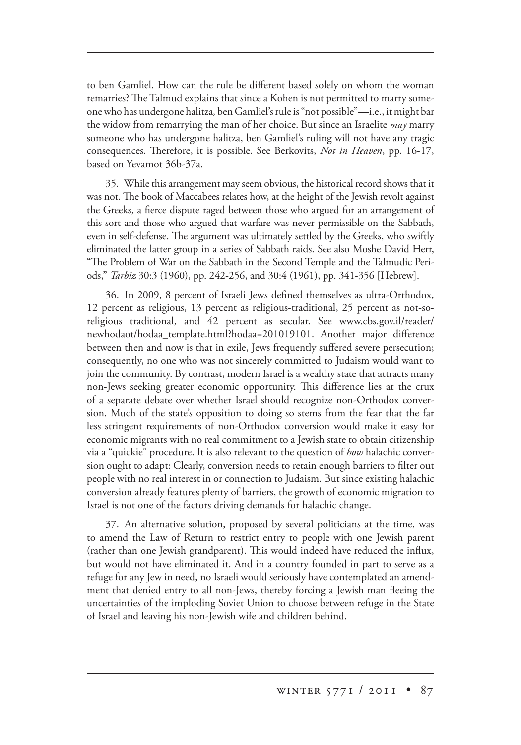to ben Gamliel. How can the rule be different based solely on whom the woman remarries? The Talmud explains that since a Kohen is not permitted to marry someone who has undergone halitza*,* ben Gamliel's rule is "not possible"—i.e., it might bar the widow from remarrying the man of her choice. But since an Israelite *may* marry someone who has undergone halitza, ben Gamliel's ruling will not have any tragic consequences. Therefore, it is possible. See Berkovits, *Not in Heaven*, pp. 16-17, based on Yevamot 36b-37a.

35. While this arrangement may seem obvious, the historical record shows that it was not. The book of Maccabees relates how, at the height of the Jewish revolt against the Greeks, a fierce dispute raged between those who argued for an arrangement of this sort and those who argued that warfare was never permissible on the Sabbath, even in self-defense. The argument was ultimately settled by the Greeks, who swiftly eliminated the latter group in a series of Sabbath raids. See also Moshe David Herr, "The Problem of War on the Sabbath in the Second Temple and the Talmudic Periods," *Tarbiz* 30:3 (1960), pp. 242-256, and 30:4 (1961), pp. 341-356 [Hebrew].

36. In 2009, 8 percent of Israeli Jews defined themselves as ultra-Orthodox, 12 percent as religious, 13 percent as religious-traditional, 25 percent as not-so-religious traditional, and 42 percent as secular. See www.cbs.gov.il/reader/newhodaot/hodaa_template.html?hodaa=201019101. Another major difference between then and now is that in exile, Jews frequently suffered severe persecution; consequently, no one who was not sincerely committed to Judaism would want to join the community. By contrast, modern Israel is a wealthy state that attracts many non-Jews seeking greater economic opportunity. This difference lies at the crux of a separate debate over whether Israel should recognize non-Orthodox conversion. Much of the state's opposition to doing so stems from the fear that the far less stringent requirements of non-Orthodox conversion would make it easy for economic migrants with no real commitment to a Jewish state to obtain citizenship via a "quickie" procedure. It is also relevant to the question of *how* halachic conversion ought to adapt: Clearly, conversion needs to retain enough barriers to filter out people with no real interest in or connection to Judaism. But since existing halachic conversion already features plenty of barriers, the growth of economic migration to Israel is not one of the factors driving demands for halachic change.

37. An alternative solution, proposed by several politicians at the time, was to amend the Law of Return to restrict entry to people with one Jewish parent (rather than one Jewish grandparent). This would indeed have reduced the influx, but would not have eliminated it. And in a country founded in part to serve as a refuge for any Jew in need, no Israeli would seriously have contemplated an amendment that denied entry to all non-Jews, thereby forcing a Jewish man fleeing the uncertainties of the imploding Soviet Union to choose between refuge in the State of Israel and leaving his non-Jewish wife and children behind.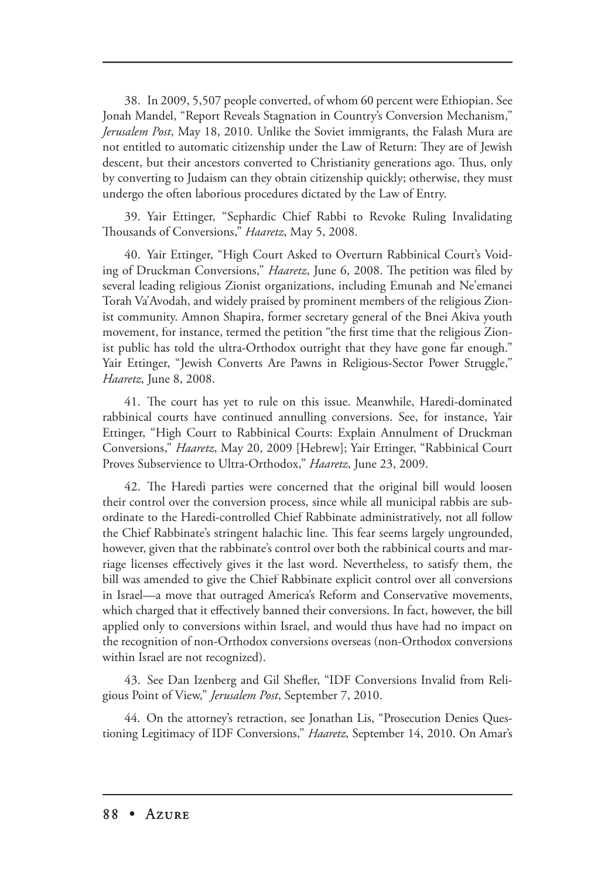38. In 2009, 5,507 people converted, of whom 60 percent were Ethiopian. See Jonah Mandel, "Report Reveals Stagnation in Country's Conversion Mechanism," *Jerusalem Post*, May 18, 2010. Unlike the Soviet immigrants, the Falash Mura are not entitled to automatic citizenship under the Law of Return: They are of Jewish descent, but their ancestors converted to Christianity generations ago. Thus, only by converting to Judaism can they obtain citizenship quickly; otherwise, they must undergo the often laborious procedures dictated by the Law of Entry.

39. Yair Ettinger, "Sephardic Chief Rabbi to Revoke Ruling Invalidating Thousands of Conversions," *Haaretz*, May 5, 2008.

40. Yair Ettinger, "High Court Asked to Overturn Rabbinical Court's Voiding of Druckman Conversions," *Haaretz*, June 6, 2008. The petition was filed by several leading religious Zionist organizations, including Emunah and Ne'emanei Torah Va'Avodah, and widely praised by prominent members of the religious Zionist community. Amnon Shapira, former secretary general of the Bnei Akiva youth movement, for instance, termed the petition "the first time that the religious Zionist public has told the ultra-Orthodox outright that they have gone far enough." Yair Ettinger, "Jewish Converts Are Pawns in Religious-Sector Power Struggle," *Haaretz*, June 8, 2008.

41. The court has yet to rule on this issue. Meanwhile, Haredi-dominated rabbinical courts have continued annulling conversions. See, for instance, Yair Ettinger, "High Court to Rabbinical Courts: Explain Annulment of Druckman Conversions," *Haaretz*, May 20, 2009 [Hebrew]; Yair Ettinger, "Rabbinical Court Proves Subservience to Ultra-Orthodox," *Haaretz*, June 23, 2009.

42. The Haredi parties were concerned that the original bill would loosen their control over the conversion process, since while all municipal rabbis are subordinate to the Haredi-controlled Chief Rabbinate administratively, not all follow the Chief Rabbinate's stringent halachic line. This fear seems largely ungrounded, however, given that the rabbinate's control over both the rabbinical courts and marriage licenses effectively gives it the last word. Nevertheless, to satisfy them, the bill was amended to give the Chief Rabbinate explicit control over all conversions in Israel—a move that outraged America's Reform and Conservative movements, which charged that it effectively banned their conversions. In fact, however, the bill applied only to conversions within Israel, and would thus have had no impact on the recognition of non-Orthodox conversions overseas (non-Orthodox conversions within Israel are not recognized).

43. See Dan Izenberg and Gil Shefler, "IDF Conversions Invalid from Religious Point of View," *Jerusalem Post*, September 7, 2010.

44. On the attorney's retraction, see Jonathan Lis, "Prosecution Denies Questioning Legitimacy of IDF Conversions," *Haaretz*, September 14, 2010. On Amar's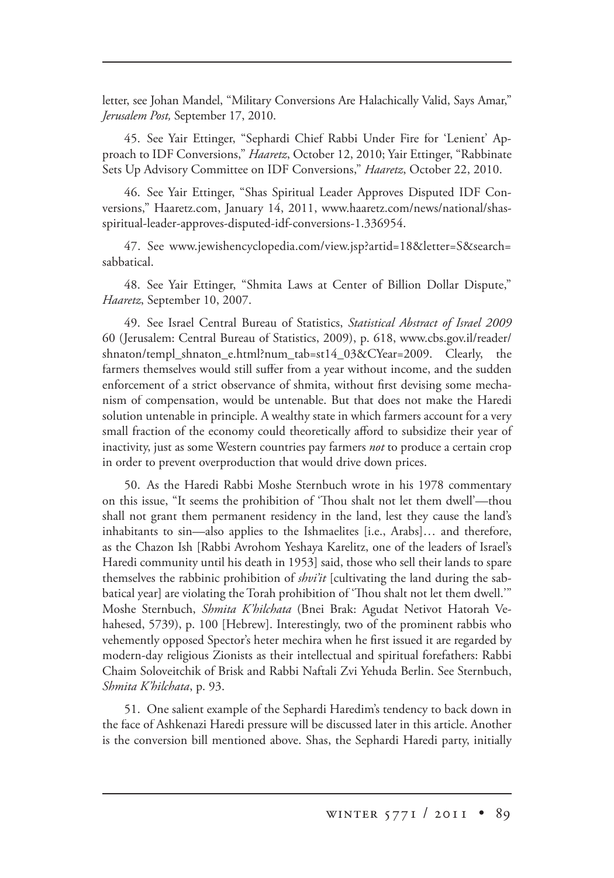letter, see Johan Mandel, "Military Conversions Are Halachically Valid, Says Amar," *Jerusalem Post,* September 17, 2010.

45. See Yair Ettinger, "Sephardi Chief Rabbi Under Fire for 'Lenient' Approach to IDF Conversions," *Haaretz*, October 12, 2010; Yair Ettinger, "Rabbinate Sets Up Advisory Committee on IDF Conversions," *Haaretz*, October 22, 2010.

46. See Yair Ettinger, "Shas Spiritual Leader Approves Disputed IDF Conversions," Haaretz.com, January 14, 2011, www.haaretz.com/news/national/shas-spiritual-leader-approves-disputed-idf-conversions-1.336954.

47. See www.jewishencyclopedia.com/view.jsp?artid=18&letter=S&search=sabbatical.

48. See Yair Ettinger, "Shmita Laws at Center of Billion Dollar Dispute," *Haaretz*, September 10, 2007.

49. See Israel Central Bureau of Statistics, *Statistical Abstract of Israel 2009* 60 (Jerusalem: Central Bureau of Statistics, 2009), p. 618, www.cbs.gov.il/reader/shnaton/templ_shnaton_e.html?num_tab=st14_03&CYear=2009. Clearly, the farmers themselves would still suffer from a year without income, and the sudden enforcement of a strict observance of shmita, without first devising some mechanism of compensation, would be untenable. But that does not make the Haredi solution untenable in principle. A wealthy state in which farmers account for a very small fraction of the economy could theoretically afford to subsidize their year of inactivity, just as some Western countries pay farmers *not* to produce a certain crop in order to prevent overproduction that would drive down prices.

50. As the Haredi Rabbi Moshe Sternbuch wrote in his 1978 commentary on this issue, "It seems the prohibition of 'Thou shalt not let them dwell'—thou shall not grant them permanent residency in the land, lest they cause the land's inhabitants to sin—also applies to the Ishmaelites [i.e., Arabs]… and therefore, as the Chazon Ish [Rabbi Avrohom Yeshaya Karelitz, one of the leaders of Israel's Haredi community until his death in 1953] said, those who sell their lands to spare themselves the rabbinic prohibition of *shvi'it* [cultivating the land during the sabbatical year] are violating the Torah prohibition of 'Thou shalt not let them dwell.'" Moshe Sternbuch, *Shmita K'hilchata* (Bnei Brak: Agudat Netivot Hatorah Vehahesed, 5739), p. 100 [Hebrew]. Interestingly, two of the prominent rabbis who vehemently opposed Spector's heter mechira when he first issued it are regarded by modern-day religious Zionists as their intellectual and spiritual forefathers: Rabbi Chaim Soloveitchik of Brisk and Rabbi Naftali Zvi Yehuda Berlin. See Sternbuch, *Shmita K'hilchata*, p. 93.

51. One salient example of the Sephardi Haredim's tendency to back down in the face of Ashkenazi Haredi pressure will be discussed later in this article. Another is the conversion bill mentioned above. Shas, the Sephardi Haredi party, initially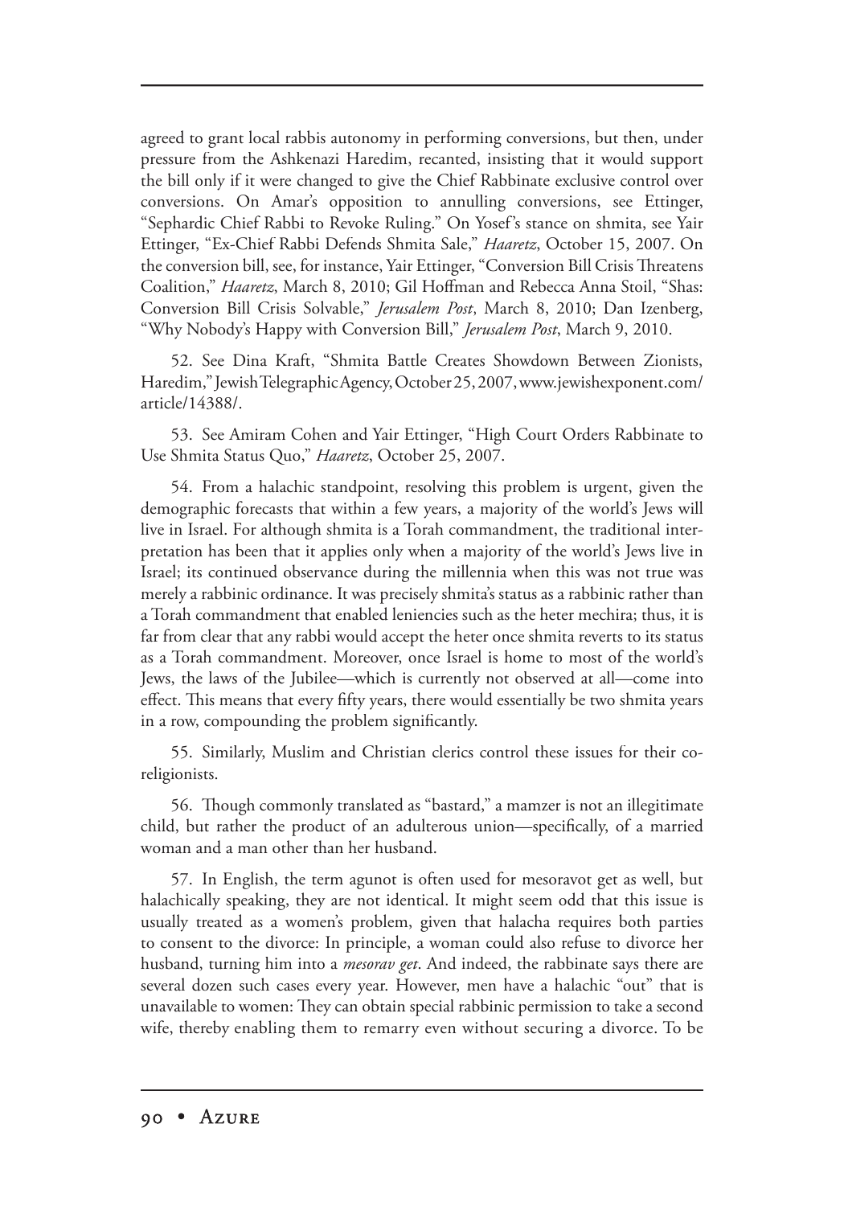agreed to grant local rabbis autonomy in performing conversions, but then, under pressure from the Ashkenazi Haredim, recanted, insisting that it would support the bill only if it were changed to give the Chief Rabbinate exclusive control over conversions. On Amar's opposition to annulling conversions, see Ettinger, "Sephardic Chief Rabbi to Revoke Ruling." On Yosef's stance on shmita, see Yair Ettinger, "Ex-Chief Rabbi Defends Shmita Sale," *Haaretz*, October 15, 2007. On the conversion bill, see, for instance, Yair Ettinger, "Conversion Bill Crisis Threatens Coalition," *Haaretz*, March 8, 2010; Gil Hoffman and Rebecca Anna Stoil, "Shas: Conversion Bill Crisis Solvable," *Jerusalem Post*, March 8, 2010; Dan Izenberg, "Why Nobody's Happy with Conversion Bill," *Jerusalem Post*, March 9, 2010.

52. See Dina Kraft, "Shmita Battle Creates Showdown Between Zionists, Haredim," Jewish Telegraphic Agency, October 25, 2007, www.jewishexponent.com/article/14388/.

53. See Amiram Cohen and Yair Ettinger, "High Court Orders Rabbinate to Use Shmita Status Quo," *Haaretz*, October 25, 2007.

54. From a halachic standpoint, resolving this problem is urgent, given the demographic forecasts that within a few years, a majority of the world's Jews will live in Israel. For although shmita is a Torah commandment, the traditional interpretation has been that it applies only when a majority of the world's Jews live in Israel; its continued observance during the millennia when this was not true was merely a rabbinic ordinance. It was precisely shmita's status as a rabbinic rather than a Torah commandment that enabled leniencies such as the heter mechira; thus, it is far from clear that any rabbi would accept the heter once shmita reverts to its status as a Torah commandment. Moreover, once Israel is home to most of the world's Jews, the laws of the Jubilee—which is currently not observed at all—come into effect. This means that every fifty years, there would essentially be two shmita years in a row, compounding the problem significantly.

55. Similarly, Muslim and Christian clerics control these issues for their co-religionists.

56. Though commonly translated as "bastard," a mamzer is not an illegitimate child, but rather the product of an adulterous union—specifically, of a married woman and a man other than her husband.

57. In English, the term agunot is often used for mesoravot get as well, but halachically speaking, they are not identical. It might seem odd that this issue is usually treated as a women's problem, given that halacha requires both parties to consent to the divorce: In principle, a woman could also refuse to divorce her husband, turning him into a *mesorav get*. And indeed, the rabbinate says there are several dozen such cases every year. However, men have a halachic "out" that is unavailable to women: They can obtain special rabbinic permission to take a second wife, thereby enabling them to remarry even without securing a divorce. To be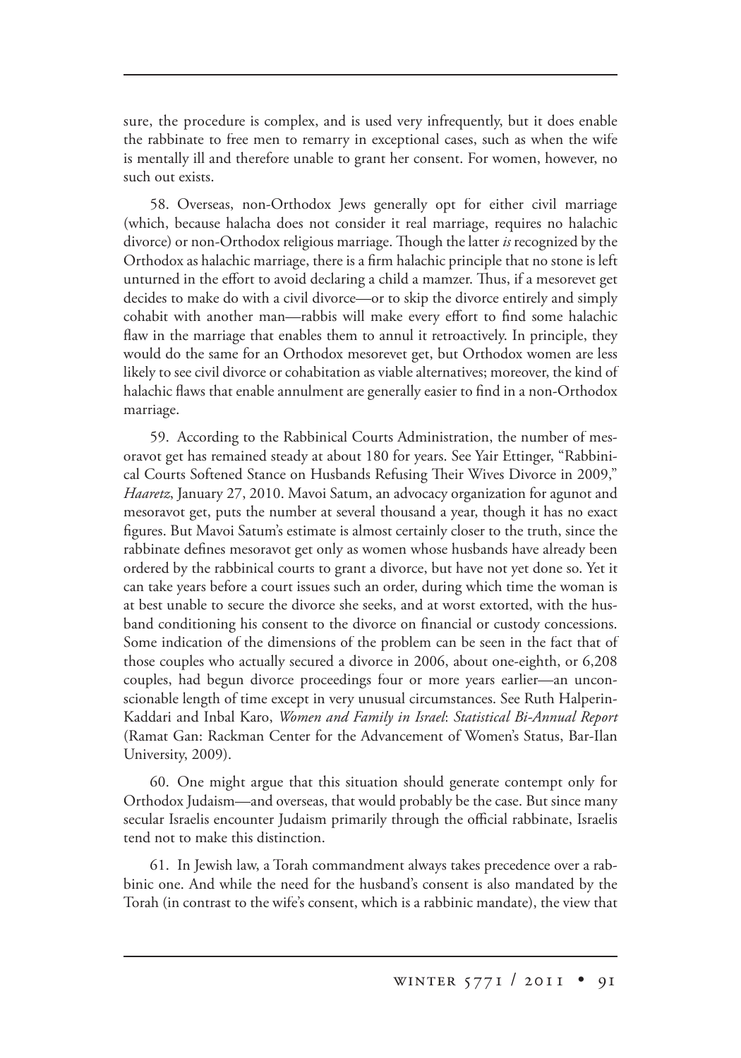sure, the procedure is complex, and is used very infrequently, but it does enable the rabbinate to free men to remarry in exceptional cases, such as when the wife is mentally ill and therefore unable to grant her consent. For women, however, no such out exists.

58. Overseas, non-Orthodox Jews generally opt for either civil marriage (which, because halacha does not consider it real marriage, requires no halachic divorce) or non-Orthodox religious marriage. Though the latter *is* recognized by the Orthodox as halachic marriage, there is a firm halachic principle that no stone is left unturned in the effort to avoid declaring a child a mamzer. Thus, if a mesorevet get decides to make do with a civil divorce—or to skip the divorce entirely and simply cohabit with another man—rabbis will make every effort to find some halachic flaw in the marriage that enables them to annul it retroactively. In principle, they would do the same for an Orthodox mesorevet get, but Orthodox women are less likely to see civil divorce or cohabitation as viable alternatives; moreover, the kind of halachic flaws that enable annulment are generally easier to find in a non-Orthodox marriage.

59. According to the Rabbinical Courts Administration, the number of mesoravot get has remained steady at about 180 for years. See Yair Ettinger, "Rabbinical Courts Softened Stance on Husbands Refusing Their Wives Divorce in 2009," *Haaretz*, January 27, 2010. Mavoi Satum, an advocacy organization for agunot and mesoravot get, puts the number at several thousand a year, though it has no exact figures. But Mavoi Satum's estimate is almost certainly closer to the truth, since the rabbinate defines mesoravot get only as women whose husbands have already been ordered by the rabbinical courts to grant a divorce, but have not yet done so. Yet it can take years before a court issues such an order, during which time the woman is at best unable to secure the divorce she seeks, and at worst extorted, with the husband conditioning his consent to the divorce on financial or custody concessions. Some indication of the dimensions of the problem can be seen in the fact that of those couples who actually secured a divorce in 2006, about one-eighth, or 6,208 couples, had begun divorce proceedings four or more years earlier—an unconscionable length of time except in very unusual circumstances. See Ruth Halperin-Kaddari and Inbal Karo, *Women and Family in Israel: Statistical Bi-Annual Report* (Ramat Gan: Rackman Center for the Advancement of Women's Status, Bar-Ilan University, 2009).

60. One might argue that this situation should generate contempt only for Orthodox Judaism—and overseas, that would probably be the case. But since many secular Israelis encounter Judaism primarily through the official rabbinate, Israelis tend not to make this distinction.

61. In Jewish law, a Torah commandment always takes precedence over a rabbinic one. And while the need for the husband's consent is also mandated by the Torah (in contrast to the wife's consent, which is a rabbinic mandate), the view that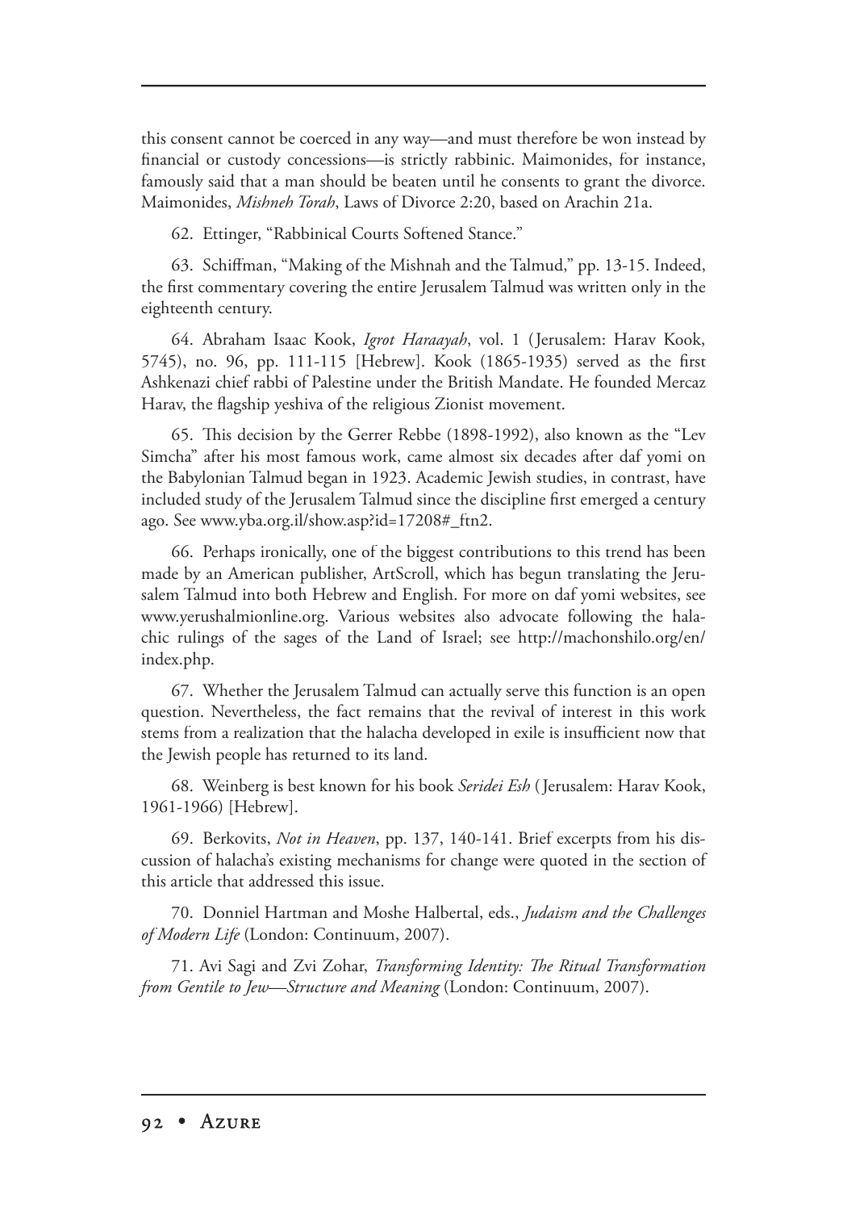this consent cannot be coerced in any way—and must therefore be won instead by financial or custody concessions—is strictly rabbinic. Maimonides, for instance, famously said that a man should be beaten until he consents to grant the divorce. Maimonides, *Mishneh Torah*, Laws of Divorce 2:20, based on Arachin 21a.

62. Ettinger, "Rabbinical Courts Softened Stance."

63. Schiffman, "Making of the Mishnah and the Talmud," pp. 13-15. Indeed, the first commentary covering the entire Jerusalem Talmud was written only in the eighteenth century.

64. Abraham Isaac Kook, *Igrot Haraayah*, vol. 1 (Jerusalem: Harav Kook, 5745), no. 96, pp. 111-115 [Hebrew]. Kook (1865-1935) served as the first Ashkenazi chief rabbi of Palestine under the British Mandate. He founded Mercaz Harav, the flagship yeshiva of the religious Zionist movement.

65. This decision by the Gerrer Rebbe (1898-1992), also known as the "Lev Simcha" after his most famous work, came almost six decades after daf yomi on the Babylonian Talmud began in 1923. Academic Jewish studies, in contrast, have included study of the Jerusalem Talmud since the discipline first emerged a century ago. See www.yba.org.il/show.asp?id=17208#_ftn2.

66. Perhaps ironically, one of the biggest contributions to this trend has been made by an American publisher, ArtScroll, which has begun translating the Jerusalem Talmud into both Hebrew and English. For more on daf yomi websites, see www.yerushalmionline.org. Various websites also advocate following the halachic rulings of the sages of the Land of Israel; see http://machonshilo.org/en/index.php.

67. Whether the Jerusalem Talmud can actually serve this function is an open question. Nevertheless, the fact remains that the revival of interest in this work stems from a realization that the halacha developed in exile is insufficient now that the Jewish people has returned to its land.

68. Weinberg is best known for his book *Seridei Esh* (Jerusalem: Harav Kook, 1961-1966) [Hebrew].

69. Berkovits, *Not in Heaven*, pp. 137, 140-141. Brief excerpts from his discussion of halacha's existing mechanisms for change were quoted in the section of this article that addressed this issue.

70. Donniel Hartman and Moshe Halbertal, eds., *Judaism and the Challenges of Modern Life* (London: Continuum, 2007).

71. Avi Sagi and Zvi Zohar, *Transforming Identity: The Ritual Transformation from Gentile to Jew—Structure and Meaning* (London: Continuum, 2007).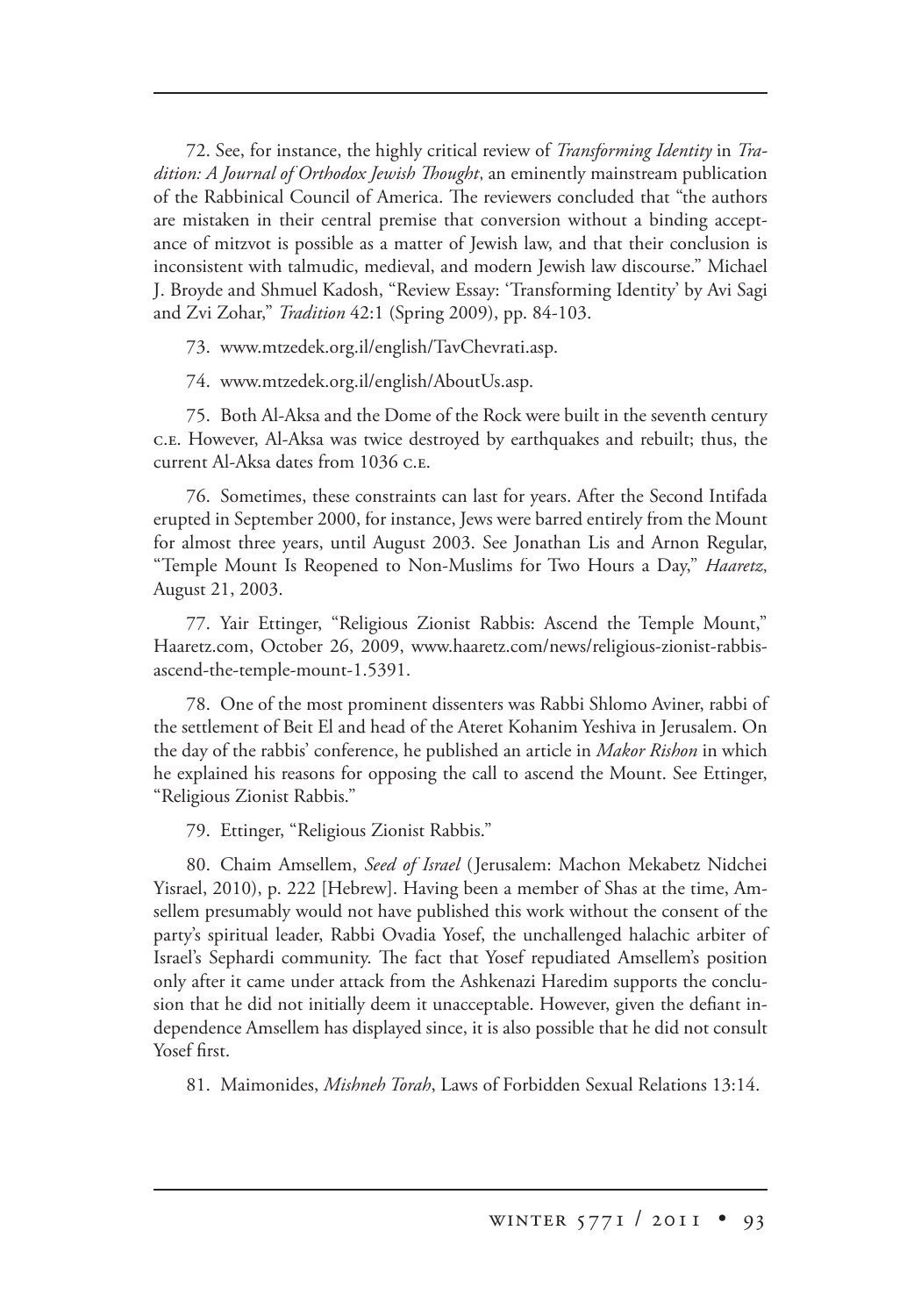72. See, for instance, the highly critical review of *Transforming Identity* in *Tradition: A Journal of Orthodox Jewish Thought*, an eminently mainstream publication of the Rabbinical Council of America. The reviewers concluded that "the authors are mistaken in their central premise that conversion without a binding acceptance of mitzvot is possible as a matter of Jewish law, and that their conclusion is inconsistent with talmudic, medieval, and modern Jewish law discourse." Michael J. Broyde and Shmuel Kadosh, "Review Essay: 'Transforming Identity' by Avi Sagi and Zvi Zohar," *Tradition* 42:1 (Spring 2009), pp. 84-103.

73. www.mtzedek.org.il/english/TavChevrati.asp.

74. www.mtzedek.org.il/english/AboutUs.asp.

75. Both Al-Aksa and the Dome of the Rock were built in the seventh century C.E. However, Al-Aksa was twice destroyed by earthquakes and rebuilt; thus, the current Al-Aksa dates from 1036 C.E.

76. Sometimes, these constraints can last for years. After the Second Intifada erupted in September 2000, for instance, Jews were barred entirely from the Mount for almost three years, until August 2003. See Jonathan Lis and Arnon Regular, "Temple Mount Is Reopened to Non-Muslims for Two Hours a Day," *Haaretz*, August 21, 2003.

77. Yair Ettinger, "Religious Zionist Rabbis: Ascend the Temple Mount," Haaretz.com, October 26, 2009, www.haaretz.com/news/religious-zionist-rabbis-ascend-the-temple-mount-1.5391.

78. One of the most prominent dissenters was Rabbi Shlomo Aviner, rabbi of the settlement of Beit El and head of the Ateret Kohanim Yeshiva in Jerusalem. On the day of the rabbis' conference, he published an article in *Makor Rishon* in which he explained his reasons for opposing the call to ascend the Mount. See Ettinger, "Religious Zionist Rabbis."

79. Ettinger, "Religious Zionist Rabbis."

80. Chaim Amsellem, *Seed of Israel* (Jerusalem: Machon Mekabetz Nidchei Yisrael, 2010), p. 222 [Hebrew]. Having been a member of Shas at the time, Amsellem presumably would not have published this work without the consent of the party's spiritual leader, Rabbi Ovadia Yosef, the unchallenged halachic arbiter of Israel's Sephardi community. The fact that Yosef repudiated Amsellem's position only after it came under attack from the Ashkenazi Haredim supports the conclusion that he did not initially deem it unacceptable. However, given the defiant independence Amsellem has displayed since, it is also possible that he did not consult Yosef first.

81. Maimonides, *Mishneh Torah*, Laws of Forbidden Sexual Relations 13:14.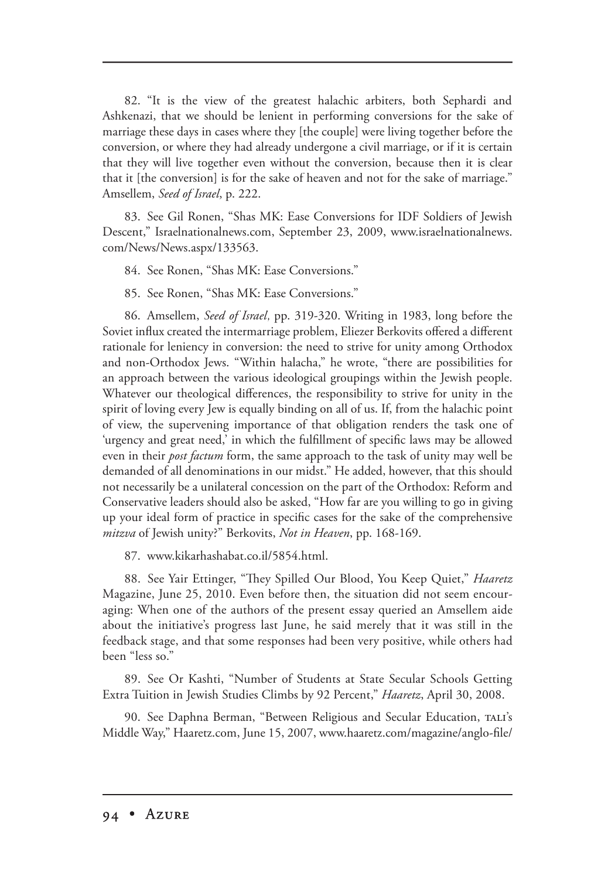82. "It is the view of the greatest halachic arbiters, both Sephardi and Ashkenazi, that we should be lenient in performing conversions for the sake of marriage these days in cases where they [the couple] were living together before the conversion, or where they had already undergone a civil marriage, or if it is certain that they will live together even without the conversion, because then it is clear that it [the conversion] is for the sake of heaven and not for the sake of marriage." Amsellem, *Seed of Israel*, p. 222.

83. See Gil Ronen, "Shas MK: Ease Conversions for IDF Soldiers of Jewish Descent," Israelnationalnews.com, September 23, 2009, www.israelnationalnews.com/News/News.aspx/133563.

84. See Ronen, "Shas MK: Ease Conversions."

85. See Ronen, "Shas MK: Ease Conversions."

86. Amsellem, *Seed of Israel,* pp. 319-320. Writing in 1983, long before the Soviet influx created the intermarriage problem, Eliezer Berkovits offered a different rationale for leniency in conversion: the need to strive for unity among Orthodox and non-Orthodox Jews. "Within halacha," he wrote, "there are possibilities for an approach between the various ideological groupings within the Jewish people. Whatever our theological differences, the responsibility to strive for unity in the spirit of loving every Jew is equally binding on all of us. If, from the halachic point of view, the supervening importance of that obligation renders the task one of 'urgency and great need,' in which the fulfillment of specific laws may be allowed even in their *post factum* form, the same approach to the task of unity may well be demanded of all denominations in our midst." He added, however, that this should not necessarily be a unilateral concession on the part of the Orthodox: Reform and Conservative leaders should also be asked, "How far are you willing to go in giving up your ideal form of practice in specific cases for the sake of the comprehensive *mitzva* of Jewish unity?" Berkovits, *Not in Heaven*, pp. 168-169.

87. www.kikarhashabat.co.il/5854.html.

88. See Yair Ettinger, "They Spilled Our Blood, You Keep Quiet," *Haaretz* Magazine, June 25, 2010. Even before then, the situation did not seem encouraging: When one of the authors of the present essay queried an Amsellem aide about the initiative's progress last June, he said merely that it was still in the feedback stage, and that some responses had been very positive, while others had been "less so."

89. See Or Kashti, "Number of Students at State Secular Schools Getting Extra Tuition in Jewish Studies Climbs by 92 Percent," *Haaretz*, April 30, 2008.

90. See Daphna Berman, "Between Religious and Secular Education, TALI's Middle Way," Haaretz.com, June 15, 2007, www.haaretz.com/magazine/anglo-file/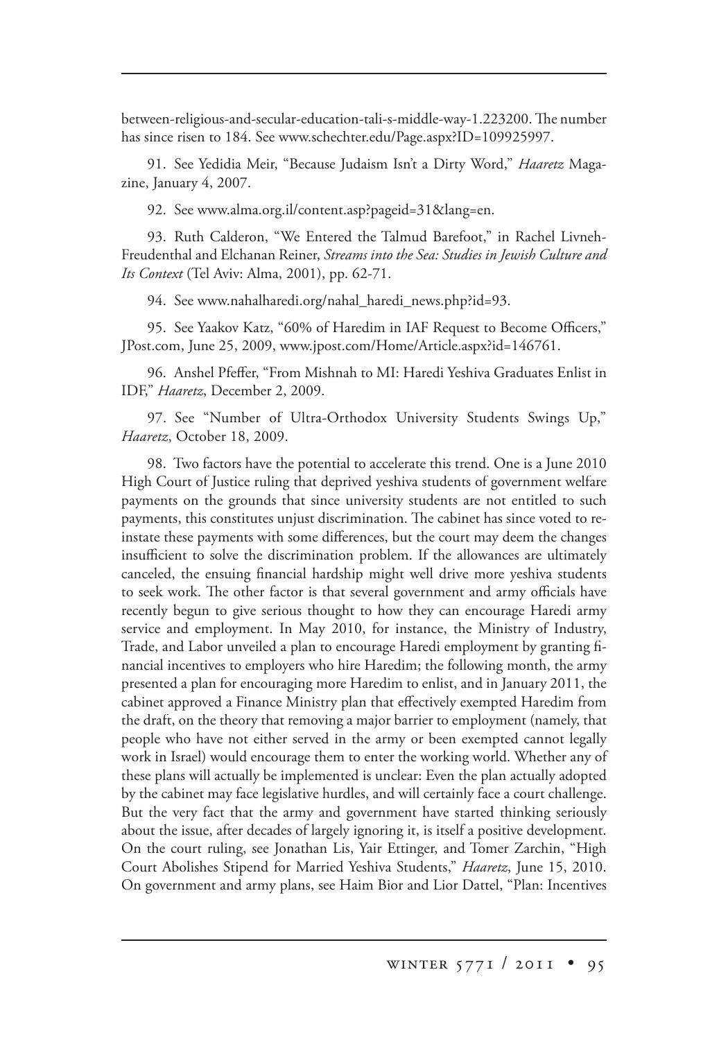between-religious-and-secular-education-tali-s-middle-way-1.223200. The number has since risen to 184. See www.schechter.edu/Page.aspx?ID=109925997.

91. See Yedidia Meir, "Because Judaism Isn't a Dirty Word," *Haaretz* Magazine, January 4, 2007.

92. See www.alma.org.il/content.asp?pageid=31&lang=en.

93. Ruth Calderon, "We Entered the Talmud Barefoot," in Rachel Livneh-Freudenthal and Elchanan Reiner, *Streams into the Sea: Studies in Jewish Culture and Its Context* (Tel Aviv: Alma, 2001), pp. 62-71.

94. See www.nahalharedi.org/nahal_haredi_news.php?id=93.

95. See Yaakov Katz, "60% of Haredim in IAF Request to Become Officers," JPost.com, June 25, 2009, www.jpost.com/Home/Article.aspx?id=146761.

96. Anshel Pfeffer, "From Mishnah to MI: Haredi Yeshiva Graduates Enlist in IDF," *Haaretz*, December 2, 2009.

97. See "Number of Ultra-Orthodox University Students Swings Up," *Haaretz*, October 18, 2009.

98. Two factors have the potential to accelerate this trend. One is a June 2010 High Court of Justice ruling that deprived yeshiva students of government welfare payments on the grounds that since university students are not entitled to such payments, this constitutes unjust discrimination. The cabinet has since voted to reinstate these payments with some differences, but the court may deem the changes insufficient to solve the discrimination problem. If the allowances are ultimately canceled, the ensuing financial hardship might well drive more yeshiva students to seek work. The other factor is that several government and army officials have recently begun to give serious thought to how they can encourage Haredi army service and employment. In May 2010, for instance, the Ministry of Industry, Trade, and Labor unveiled a plan to encourage Haredi employment by granting financial incentives to employers who hire Haredim; the following month, the army presented a plan for encouraging more Haredim to enlist, and in January 2011, the cabinet approved a Finance Ministry plan that effectively exempted Haredim from the draft, on the theory that removing a major barrier to employment (namely, that people who have not either served in the army or been exempted cannot legally work in Israel) would encourage them to enter the working world. Whether any of these plans will actually be implemented is unclear: Even the plan actually adopted by the cabinet may face legislative hurdles, and will certainly face a court challenge. But the very fact that the army and government have started thinking seriously about the issue, after decades of largely ignoring it, is itself a positive development. On the court ruling, see Jonathan Lis, Yair Ettinger, and Tomer Zarchin, "High Court Abolishes Stipend for Married Yeshiva Students," *Haaretz*, June 15, 2010. On government and army plans, see Haim Bior and Lior Dattel, "Plan: Incentives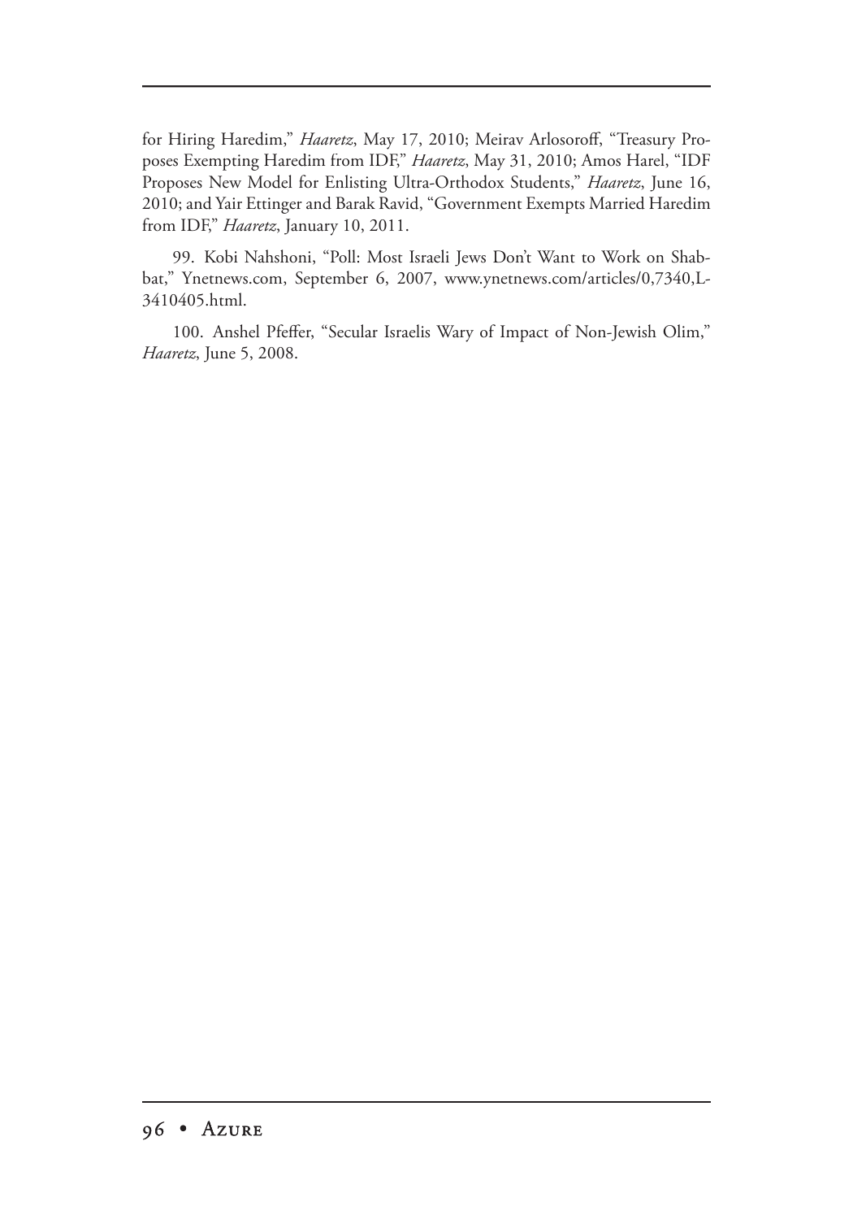for Hiring Haredim," *Haaretz*, May 17, 2010; Meirav Arlosoroff, "Treasury Proposes Exempting Haredim from IDF," *Haaretz*, May 31, 2010; Amos Harel, "IDF Proposes New Model for Enlisting Ultra-Orthodox Students," *Haaretz*, June 16, 2010; and Yair Ettinger and Barak Ravid, "Government Exempts Married Haredim from IDF," *Haaretz*, January 10, 2011.

99. Kobi Nahshoni, "Poll: Most Israeli Jews Don't Want to Work on Shabbat," Ynetnews.com, September 6, 2007, www.ynetnews.com/articles/0,7340,L-3410405.html.

100. Anshel Pfeffer, "Secular Israelis Wary of Impact of Non-Jewish Olim," *Haaretz*, June 5, 2008.